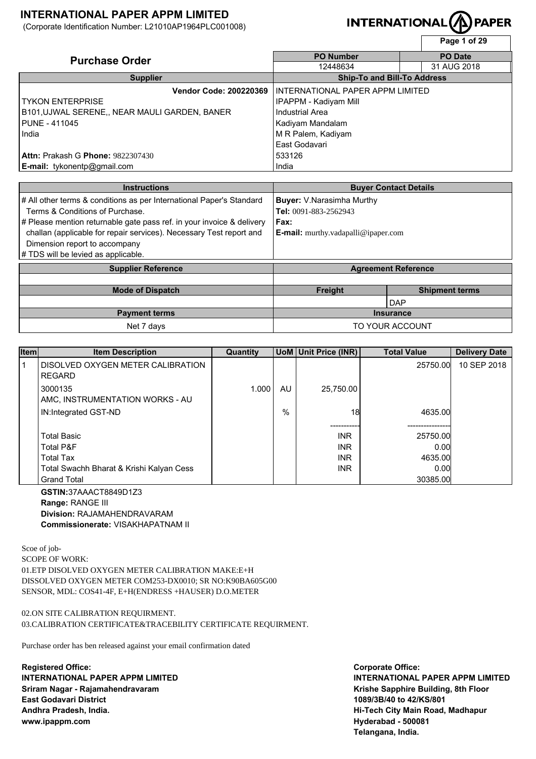# INTERNATIONAL PAPER APPM LIMITED

(Corporate Identification Number: L21010AP1964PLC001008)

INTERNATIONAL PAPER

## Purchase Order

| PO Number | PO Date |
|---|---|
| 12448634 | 31 AUG 2018 |

| Supplier | Ship-To and Bill-To Address |
|---|---|
| **Vendor Code: 200220369** | INTERNATIONAL PAPER APPM LIMITED |
| TYKON ENTERPRISE | IPAPPM - Kadiyam Mill |
| B101,UJWAL SERENE,, NEAR MAULI GARDEN, BANER | Industrial Area |
| PUNE - 411045 | Kadiyam Mandalam |
| India | M R Palem, Kadiyam |
| | East Godavari |
| **Attn:** Prakash G **Phone:** 9822307430 | 533126 |
| **E-mail:** tykonentp@gmail.com | India |

| Instructions | Buyer Contact Details |
|---|---|
| # All other terms & conditions as per International Paper's Standard Terms & Conditions of Purchase.<br># Please mention returnable gate pass ref. in your invoice & delivery challan (applicable for repair services). Necessary Test report and Dimension report to accompany<br># TDS will be levied as applicable. | **Buyer:** V.Narasimha Murthy<br>**Tel:** 0091-883-2562943<br>**Fax:**<br>**E-mail:** murthy.vadapalli@ipaper.com |

| Supplier Reference | Agreement Reference | |
|---|---|---|
| | | |
| **Mode of Dispatch** | **Freight** | **Shipment terms** |
| | | DAP |
| **Payment terms** | **Insurance** | |
| Net 7 days | TO YOUR ACCOUNT | |

| Item | Item Description | Quantity | UoM | Unit Price (INR) | Total Value | Delivery Date |
|---|---|---|---|---|---|---|
| 1 | DISOLVED OXYGEN METER CALIBRATION REGARD | | | | 25750.00 | 10 SEP 2018 |
| | 3000135<br>AMC, INSTRUMENTATION WORKS - AU | 1.000 | AU | 25,750.00 | | |
| | IN:Integrated GST-ND | | % | 18 | 4635.00 | |
| | Total Basic | | | INR | 25750.00 | |
| | Total P&F | | | INR | 0.00 | |
| | Total Tax | | | INR | 4635.00 | |
| | Total Swachh Bharat & Krishi Kalyan Cess | | | INR | 0.00 | |
| | Grand Total | | | | 30385.00 | |

**GSTIN:**37AAACT8849D1Z3
**Range:** RANGE III
**Division:** RAJAMAHENDRAVARAM
**Commissionerate:** VISAKHAPATNAM II

Scoe of job-
SCOPE OF WORK:
01.ETP DISOLVED OXYGEN METER CALIBRATION MAKE:E+H
DISSOLVED OXYGEN METER COM253-DX0010; SR NO:K90BA605G00
SENSOR, MDL: COS41-4F, E+H(ENDRESS +HAUSER) D.O.METER

02.ON SITE CALIBRATION REQUIRMENT.
03.CALIBRATION CERTIFICATE&TRACEBILITY CERTIFICATE REQUIRMENT.

Purchase order has ben released against your email confirmation dated

**Registered Office:**
**INTERNATIONAL PAPER APPM LIMITED**
**Sriram Nagar - Rajamahendravaram**
**East Godavari District**
**Andhra Pradesh, India.**
**www.ipappm.com**

**Corporate Office:**
**INTERNATIONAL PAPER APPM LIMITED**
**Krishe Sapphire Building, 8th Floor**
**1089/3B/40 to 42/KS/801**
**Hi-Tech City Main Road, Madhapur**
**Hyderabad - 500081**
**Telangana, India.**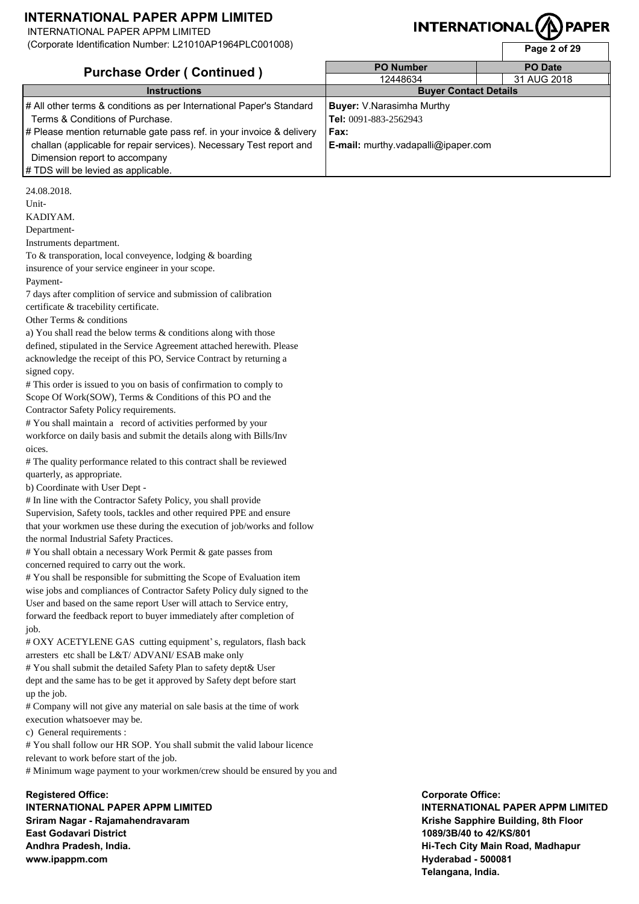## Purchase Order ( Continued )

| PO Number | PO Date |
|---|---|
| 12448634 | 31 AUG 2018 |

| Instructions | Buyer Contact Details |
|---|---|
| # All other terms & conditions as per International Paper's Standard Terms & Conditions of Purchase.<br># Please mention returnable gate pass ref. in your invoice & delivery challan (applicable for repair services). Necessary Test report and Dimension report to accompany<br># TDS will be levied as applicable. | **Buyer:** V.Narasimha Murthy<br>**Tel:** 0091-883-2562943<br>**Fax:**<br>**E-mail:** murthy.vadapalli@ipaper.com |

24.08.2018.
Unit-
KADIYAM.
Department-
Instruments department.
To & transporation, local conveyence, lodging & boarding
insurence of your service engineer in your scope.
Payment-
7 days after complition of service and submission of calibration
certificate & tracebility certificate.
Other Terms & conditions
a) You shall read the below terms & conditions along with those
defined, stipulated in the Service Agreement attached herewith. Please
acknowledge the receipt of this PO, Service Contract by returning a
signed copy.
# This order is issued to you on basis of confirmation to comply to
Scope Of Work(SOW), Terms & Conditions of this PO and the
Contractor Safety Policy requirements.
# You shall maintain a record of activities performed by your
workforce on daily basis and submit the details along with Bills/Inv
oices.
# The quality performance related to this contract shall be reviewed
quarterly, as appropriate.
b) Coordinate with User Dept -
# In line with the Contractor Safety Policy, you shall provide
Supervision, Safety tools, tackles and other required PPE and ensure
that your workmen use these during the execution of job/works and follow
the normal Industrial Safety Practices.
# You shall obtain a necessary Work Permit & gate passes from
concerned required to carry out the work.
# You shall be responsible for submitting the Scope of Evaluation item
wise jobs and compliances of Contractor Safety Policy duly signed to the
User and based on the same report User will attach to Service entry,
forward the feedback report to buyer immediately after completion of
job.
# OXY ACETYLENE GAS cutting equipment' s, regulators, flash back
arresters etc shall be L&T/ ADVANI/ ESAB make only
# You shall submit the detailed Safety Plan to safety dept& User
dept and the same has to be get it approved by Safety dept before start
up the job.
# Company will not give any material on sale basis at the time of work
execution whatsoever may be.
c) General requirements :
# You shall follow our HR SOP. You shall submit the valid labour licence
relevant to work before start of the job.
# Minimum wage payment to your workmen/crew should be ensured by you and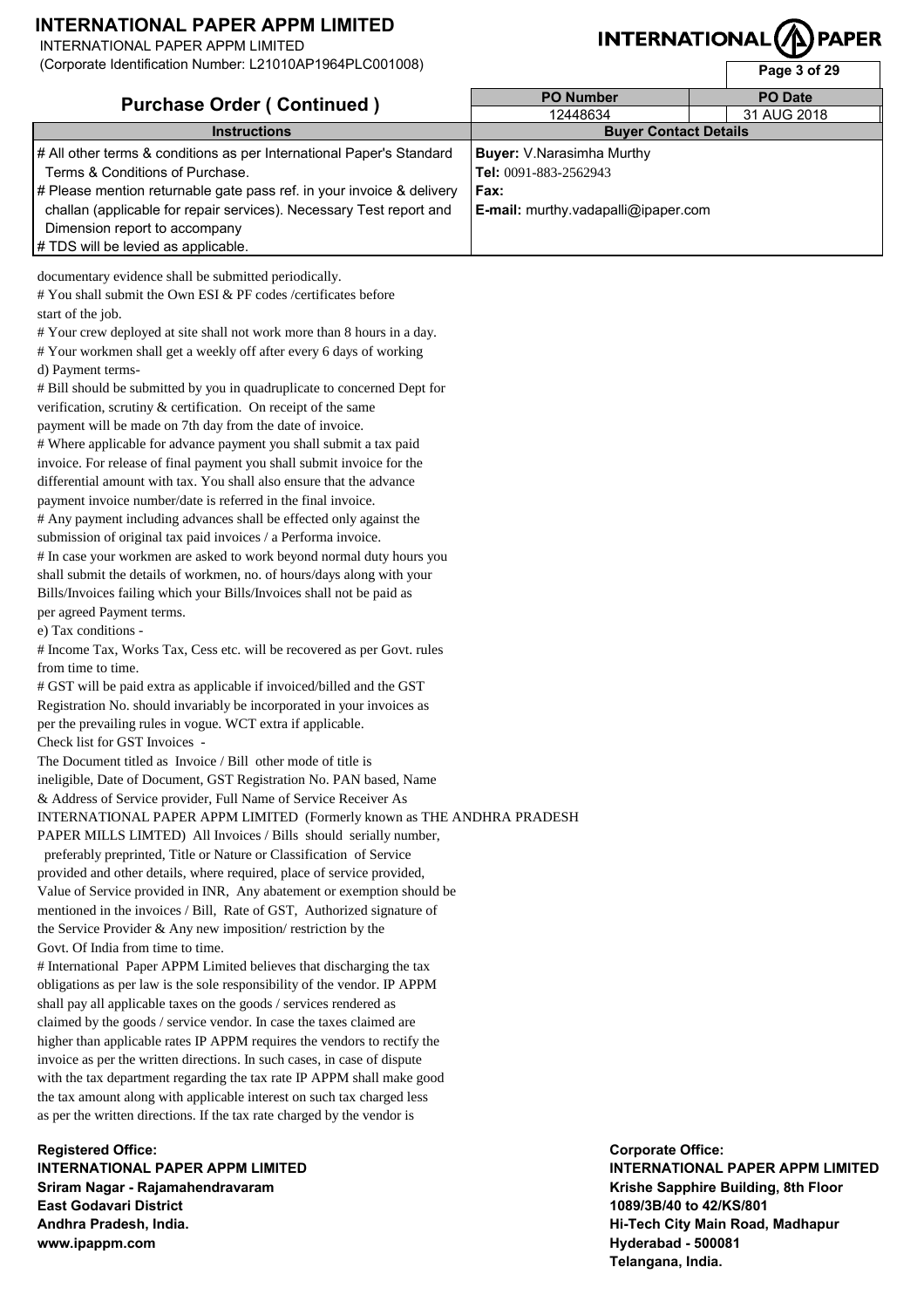# INTERNATIONAL PAPER APPM LIMITED

INTERNATIONAL PAPER APPM LIMITED
(Corporate Identification Number: L21010AP1964PLC001008)

## Purchase Order ( Continued )

| PO Number | PO Date |
|---|---|
| 12448634 | 31 AUG 2018 |

| Instructions | Buyer Contact Details |
|---|---|
| # All other terms & conditions as per International Paper's Standard Terms & Conditions of Purchase.<br># Please mention returnable gate pass ref. in your invoice & delivery challan (applicable for repair services). Necessary Test report and Dimension report to accompany<br># TDS will be levied as applicable. | **Buyer:** V.Narasimha Murthy<br>**Tel:** 0091-883-2562943<br>**Fax:**<br>**E-mail:** murthy.vadapalli@ipaper.com |

documentary evidence shall be submitted periodically.
# You shall submit the Own ESI & PF codes /certificates before start of the job.
# Your crew deployed at site shall not work more than 8 hours in a day.
# Your workmen shall get a weekly off after every 6 days of working

d) Payment terms-
# Bill should be submitted by you in quadruplicate to concerned Dept for verification, scrutiny & certification. On receipt of the same payment will be made on 7th day from the date of invoice.
# Where applicable for advance payment you shall submit a tax paid invoice. For release of final payment you shall submit invoice for the differential amount with tax. You shall also ensure that the advance payment invoice number/date is referred in the final invoice.
# Any payment including advances shall be effected only against the submission of original tax paid invoices / a Performa invoice.
# In case your workmen are asked to work beyond normal duty hours you shall submit the details of workmen, no. of hours/days along with your Bills/Invoices failing which your Bills/Invoices shall not be paid as per agreed Payment terms.

e) Tax conditions -
# Income Tax, Works Tax, Cess etc. will be recovered as per Govt. rules from time to time.
# GST will be paid extra as applicable if invoiced/billed and the GST Registration No. should invariably be incorporated in your invoices as per the prevailing rules in vogue. WCT extra if applicable.

Check list for GST Invoices -
The Document titled as Invoice / Bill other mode of title is ineligible, Date of Document, GST Registration No. PAN based, Name & Address of Service provider, Full Name of Service Receiver As INTERNATIONAL PAPER APPM LIMITED (Formerly known as THE ANDHRA PRADESH PAPER MILLS LIMTED) All Invoices / Bills should serially number, preferably preprinted, Title or Nature or Classification of Service provided and other details, where required, place of service provided, Value of Service provided in INR, Any abatement or exemption should be mentioned in the invoices / Bill, Rate of GST, Authorized signature of the Service Provider & Any new imposition/ restriction by the Govt. Of India from time to time.
# International Paper APPM Limited believes that discharging the tax obligations as per law is the sole responsibility of the vendor. IP APPM shall pay all applicable taxes on the goods / services rendered as claimed by the goods / service vendor. In case the taxes claimed are higher than applicable rates IP APPM requires the vendors to rectify the invoice as per the written directions. In such cases, in case of dispute with the tax department regarding the tax rate IP APPM shall make good the tax amount along with applicable interest on such tax charged less as per the written directions. If the tax rate charged by the vendor is

**Registered Office:**
**INTERNATIONAL PAPER APPM LIMITED**
**Sriram Nagar - Rajamahendravaram**
**East Godavari District**
**Andhra Pradesh, India.**
**www.ipappm.com**

**Corporate Office:**
**INTERNATIONAL PAPER APPM LIMITED**
**Krishe Sapphire Building, 8th Floor**
**1089/3B/40 to 42/KS/801**
**Hi-Tech City Main Road, Madhapur**
**Hyderabad - 500081**
**Telangana, India.**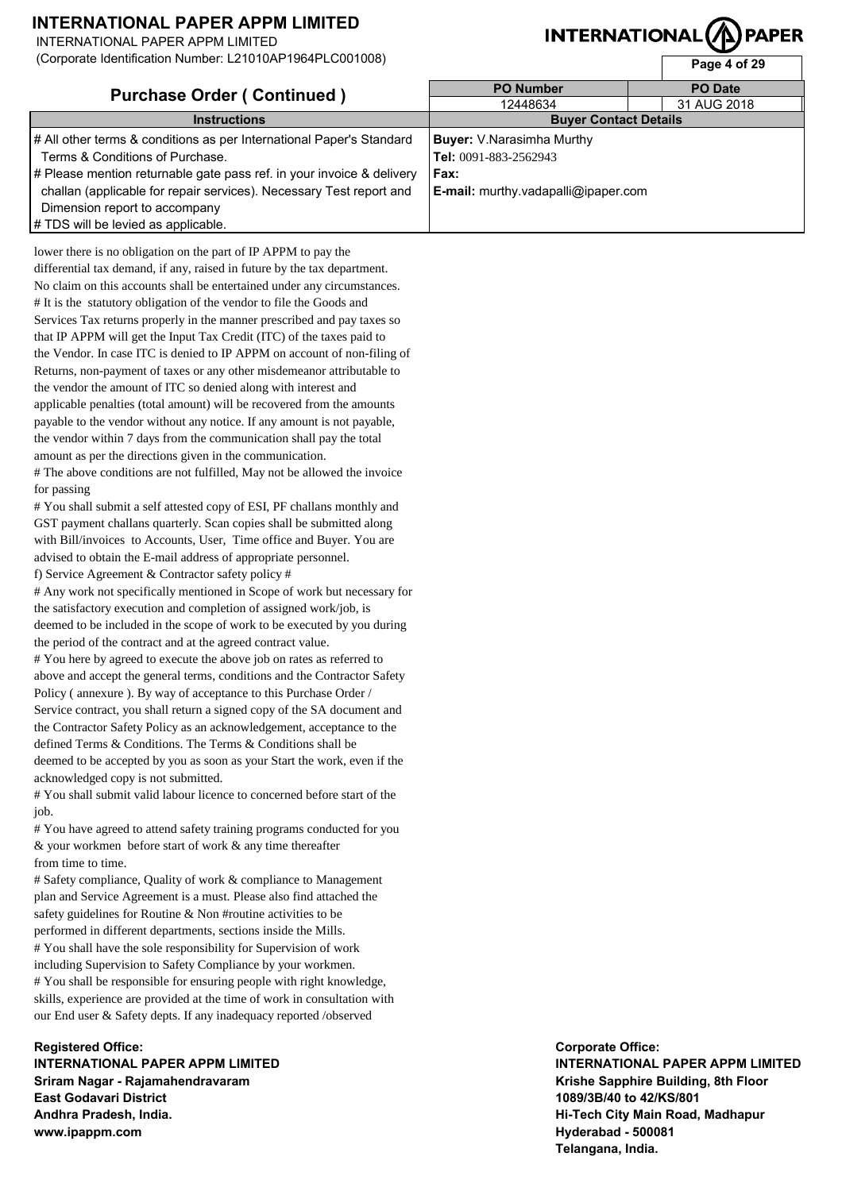# INTERNATIONAL PAPER APPM LIMITED

INTERNATIONAL PAPER APPM LIMITED
(Corporate Identification Number: L21010AP1964PLC001008)

## Purchase Order ( Continued )

| PO Number | PO Date |
|---|---|
| 12448634 | 31 AUG 2018 |

| Instructions | Buyer Contact Details |
|---|---|
| # All other terms & conditions as per International Paper's Standard Terms & Conditions of Purchase.<br># Please mention returnable gate pass ref. in your invoice & delivery challan (applicable for repair services). Necessary Test report and Dimension report to accompany<br># TDS will be levied as applicable. | **Buyer:** V.Narasimha Murthy<br>**Tel:** 0091-883-2562943<br>**Fax:**<br>**E-mail:** murthy.vadapalli@ipaper.com |

lower there is no obligation on the part of IP APPM to pay the differential tax demand, if any, raised in future by the tax department. No claim on this accounts shall be entertained under any circumstances.

# It is the statutory obligation of the vendor to file the Goods and Services Tax returns properly in the manner prescribed and pay taxes so that IP APPM will get the Input Tax Credit (ITC) of the taxes paid to the Vendor. In case ITC is denied to IP APPM on account of non-filing of Returns, non-payment of taxes or any other misdemeanor attributable to the vendor the amount of ITC so denied along with interest and applicable penalties (total amount) will be recovered from the amounts payable to the vendor without any notice. If any amount is not payable, the vendor within 7 days from the communication shall pay the total amount as per the directions given in the communication.

# The above conditions are not fulfilled, May not be allowed the invoice for passing

# You shall submit a self attested copy of ESI, PF challans monthly and GST payment challans quarterly. Scan copies shall be submitted along with Bill/invoices to Accounts, User, Time office and Buyer. You are advised to obtain the E-mail address of appropriate personnel.

f) Service Agreement & Contractor safety policy #

# Any work not specifically mentioned in Scope of work but necessary for the satisfactory execution and completion of assigned work/job, is deemed to be included in the scope of work to be executed by you during the period of the contract and at the agreed contract value.

# You here by agreed to execute the above job on rates as referred to above and accept the general terms, conditions and the Contractor Safety Policy ( annexure ). By way of acceptance to this Purchase Order / Service contract, you shall return a signed copy of the SA document and the Contractor Safety Policy as an acknowledgement, acceptance to the defined Terms & Conditions. The Terms & Conditions shall be deemed to be accepted by you as soon as your Start the work, even if the acknowledged copy is not submitted.

# You shall submit valid labour licence to concerned before start of the job.

# You have agreed to attend safety training programs conducted for you & your workmen before start of work & any time thereafter from time to time.

# Safety compliance, Quality of work & compliance to Management plan and Service Agreement is a must. Please also find attached the safety guidelines for Routine & Non #routine activities to be performed in different departments, sections inside the Mills.

# You shall have the sole responsibility for Supervision of work including Supervision to Safety Compliance by your workmen.

# You shall be responsible for ensuring people with right knowledge, skills, experience are provided at the time of work in consultation with our End user & Safety depts. If any inadequacy reported /observed

**Registered Office:**
**INTERNATIONAL PAPER APPM LIMITED**
**Sriram Nagar - Rajamahendravaram**
**East Godavari District**
**Andhra Pradesh, India.**
**www.ipappm.com**

**Corporate Office:**
**INTERNATIONAL PAPER APPM LIMITED**
**Krishe Sapphire Building, 8th Floor**
**1089/3B/40 to 42/KS/801**
**Hi-Tech City Main Road, Madhapur**
**Hyderabad - 500081**
**Telangana, India.**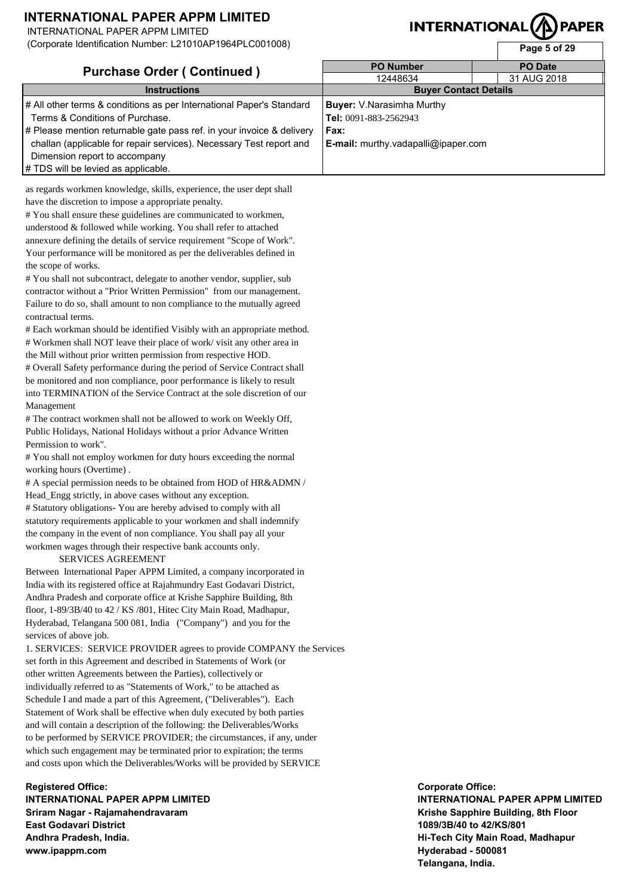# INTERNATIONAL PAPER APPM LIMITED

INTERNATIONAL PAPER APPM LIMITED
(Corporate Identification Number: L21010AP1964PLC001008)

## Purchase Order ( Continued )

| PO Number | PO Date |
|---|---|
| 12448634 | 31 AUG 2018 |

| Instructions | Buyer Contact Details |
|---|---|
| # All other terms & conditions as per International Paper's Standard Terms & Conditions of Purchase.<br># Please mention returnable gate pass ref. in your invoice & delivery challan (applicable for repair services). Necessary Test report and Dimension report to accompany<br># TDS will be levied as applicable. | **Buyer:** V.Narasimha Murthy<br>**Tel:** 0091-883-2562943<br>**Fax:**<br>**E-mail:** murthy.vadapalli@ipaper.com |

as regards workmen knowledge, skills, experience, the user dept shall have the discretion to impose a appropriate penalty.

# You shall ensure these guidelines are communicated to workmen, understood & followed while working. You shall refer to attached annexure defining the details of service requirement "Scope of Work". Your performance will be monitored as per the deliverables defined in the scope of works.

# You shall not subcontract, delegate to another vendor, supplier, sub contractor without a "Prior Written Permission" from our management. Failure to do so, shall amount to non compliance to the mutually agreed contractual terms.

# Each workman should be identified Visibly with an appropriate method.

# Workmen shall NOT leave their place of work/ visit any other area in the Mill without prior written permission from respective HOD.

# Overall Safety performance during the period of Service Contract shall be monitored and non compliance, poor performance is likely to result into TERMINATION of the Service Contract at the sole discretion of our Management

# The contract workmen shall not be allowed to work on Weekly Off, Public Holidays, National Holidays without a prior Advance Written Permission to work".

# You shall not employ workmen for duty hours exceeding the normal working hours (Overtime) .

# A special permission needs to be obtained from HOD of HR&ADMN / Head_Engg strictly, in above cases without any exception.

# Statutory obligations- You are hereby advised to comply with all statutory requirements applicable to your workmen and shall indemnify the company in the event of non compliance. You shall pay all your workmen wages through their respective bank accounts only.

SERVICES AGREEMENT

Between International Paper APPM Limited, a company incorporated in India with its registered office at Rajahmundry East Godavari District, Andhra Pradesh and corporate office at Krishe Sapphire Building, 8th floor, 1-89/3B/40 to 42 / KS /801, Hitec City Main Road, Madhapur, Hyderabad, Telangana 500 081, India ("Company") and you for the services of above job.

1. SERVICES: SERVICE PROVIDER agrees to provide COMPANY the Services set forth in this Agreement and described in Statements of Work (or other written Agreements between the Parties), collectively or individually referred to as "Statements of Work," to be attached as Schedule I and made a part of this Agreement, ("Deliverables"). Each Statement of Work shall be effective when duly executed by both parties and will contain a description of the following: the Deliverables/Works to be performed by SERVICE PROVIDER; the circumstances, if any, under which such engagement may be terminated prior to expiration; the terms and costs upon which the Deliverables/Works will be provided by SERVICE

**Registered Office:**
**INTERNATIONAL PAPER APPM LIMITED**
**Sriram Nagar - Rajamahendravaram**
**East Godavari District**
**Andhra Pradesh, India.**
**www.ipappm.com**

**Corporate Office:**
**INTERNATIONAL PAPER APPM LIMITED**
**Krishe Sapphire Building, 8th Floor**
**1089/3B/40 to 42/KS/801**
**Hi-Tech City Main Road, Madhapur**
**Hyderabad - 500081**
**Telangana, India.**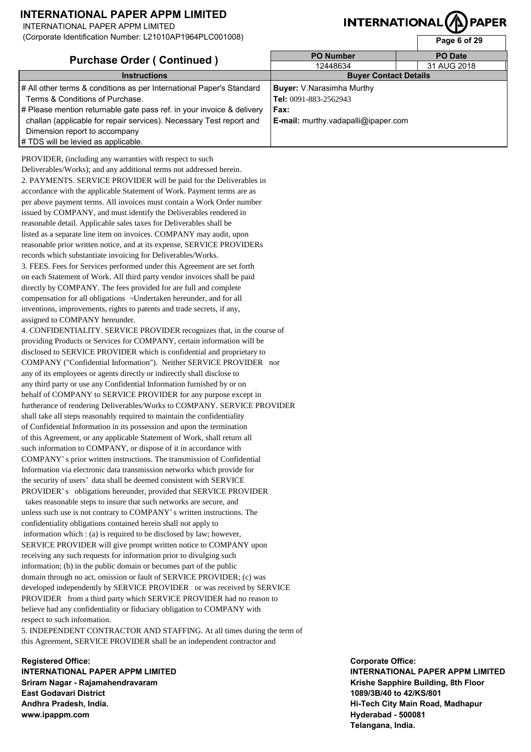# INTERNATIONAL PAPER APPM LIMITED

INTERNATIONAL PAPER APPM LIMITED
(Corporate Identification Number: L21010AP1964PLC001008)

## Purchase Order ( Continued )

| PO Number | PO Date |
|---|---|
| 12448634 | 31 AUG 2018 |

| Instructions | Buyer Contact Details |
|---|---|
| # All other terms & conditions as per International Paper's Standard Terms & Conditions of Purchase.<br># Please mention returnable gate pass ref. in your invoice & delivery challan (applicable for repair services). Necessary Test report and Dimension report to accompany<br># TDS will be levied as applicable. | **Buyer:** V.Narasimha Murthy<br>**Tel:** 0091-883-2562943<br>**Fax:**<br>**E-mail:** murthy.vadapalli@ipaper.com |

PROVIDER, (including any warranties with respect to such Deliverables/Works); and any additional terms not addressed herein.

2. PAYMENTS. SERVICE PROVIDER will be paid for the Deliverables in accordance with the applicable Statement of Work. Payment terms are as per above payment terms. All invoices must contain a Work Order number issued by COMPANY, and must identify the Deliverables rendered in reasonable detail. Applicable sales taxes for Deliverables shall be listed as a separate line item on invoices. COMPANY may audit, upon reasonable prior written notice, and at its expense, SERVICE PROVIDERs records which substantiate invoicing for Deliverables/Works.

3. FEES. Fees for Services performed under this Agreement are set forth on each Statement of Work. All third party vendor invoices shall be paid directly by COMPANY. The fees provided for are full and complete compensation for all obligations ¬Undertaken hereunder, and for all inventions, improvements, rights to patents and trade secrets, if any, assigned to COMPANY hereunder.

4. CONFIDENTIALITY. SERVICE PROVIDER recognizes that, in the course of providing Products or Services for COMPANY, certain information will be disclosed to SERVICE PROVIDER which is confidential and proprietary to COMPANY ("Confidential Information"). Neither SERVICE PROVIDER nor any of its employees or agents directly or indirectly shall disclose to any third party or use any Confidential Information furnished by or on behalf of COMPANY to SERVICE PROVIDER for any purpose except in furtherance of rendering Deliverables/Works to COMPANY. SERVICE PROVIDER shall take all steps reasonably required to maintain the confidentiality of Confidential Information in its possession and upon the termination of this Agreement, or any applicable Statement of Work, shall return all such information to COMPANY, or dispose of it in accordance with COMPANY's prior written instructions. The transmission of Confidential Information via electronic data transmission networks which provide for the security of users' data shall be deemed consistent with SERVICE PROVIDER's obligations hereunder, provided that SERVICE PROVIDER takes reasonable steps to insure that such networks are secure, and unless such use is not contrary to COMPANY's written instructions. The confidentiality obligations contained herein shall not apply to information which : (a) is required to be disclosed by law; however, SERVICE PROVIDER will give prompt written notice to COMPANY upon receiving any such requests for information prior to divulging such information; (b) in the public domain or becomes part of the public domain through no act, omission or fault of SERVICE PROVIDER; (c) was developed independently by SERVICE PROVIDER or was received by SERVICE PROVIDER from a third party which SERVICE PROVIDER had no reason to believe had any confidentiality or fiduciary obligation to COMPANY with respect to such information.

5. INDEPENDENT CONTRACTOR AND STAFFING. At all times during the term of this Agreement, SERVICE PROVIDER shall be an independent contractor and

**Registered Office:**
**INTERNATIONAL PAPER APPM LIMITED**
**Sriram Nagar - Rajamahendravaram**
**East Godavari District**
**Andhra Pradesh, India.**
**www.ipappm.com**

**Corporate Office:**
**INTERNATIONAL PAPER APPM LIMITED**
**Krishe Sapphire Building, 8th Floor**
**1089/3B/40 to 42/KS/801**
**Hi-Tech City Main Road, Madhapur**
**Hyderabad - 500081**
**Telangana, India.**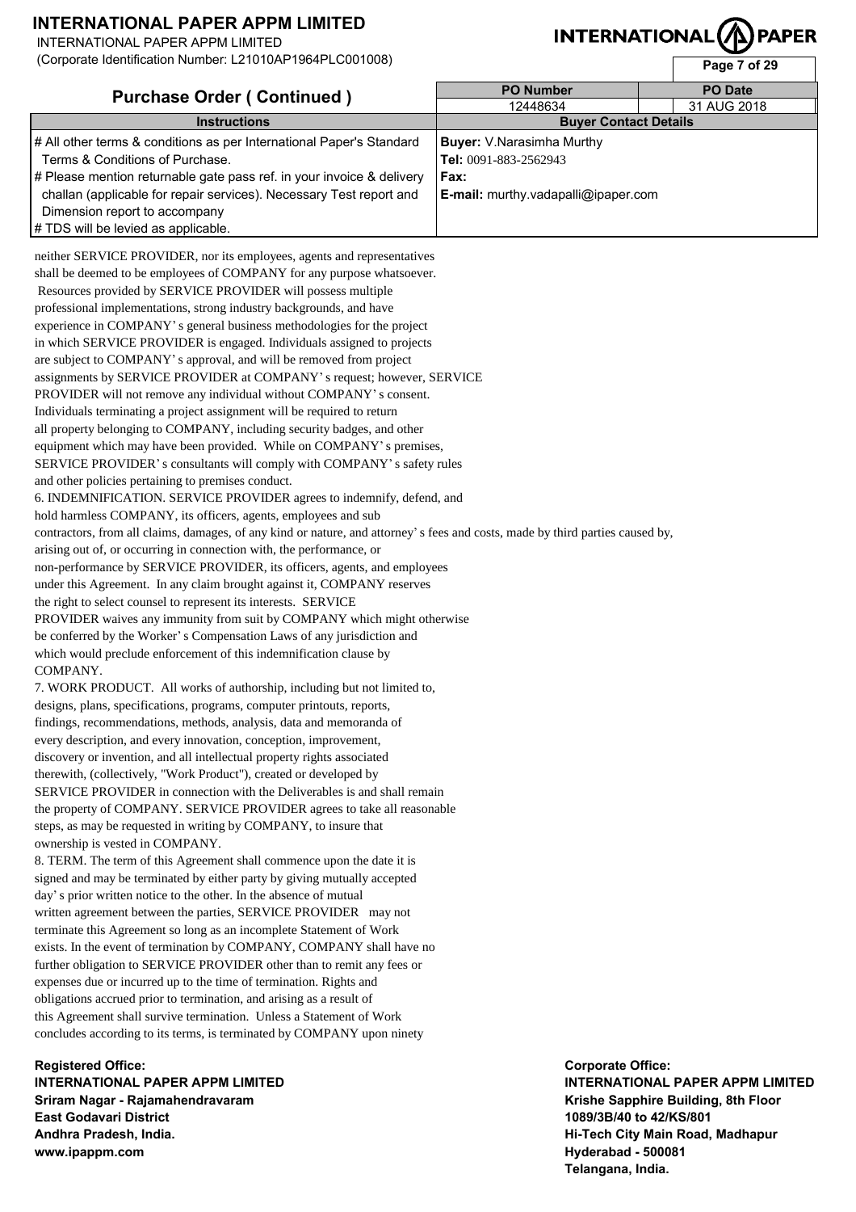# INTERNATIONAL PAPER APPM LIMITED

INTERNATIONAL PAPER APPM LIMITED
(Corporate Identification Number: L21010AP1964PLC001008)

## Purchase Order ( Continued )

| PO Number | PO Date |
| --- | --- |
| 12448634 | 31 AUG 2018 |

| Instructions | Buyer Contact Details |
| --- | --- |
| # All other terms & conditions as per International Paper's Standard Terms & Conditions of Purchase.<br># Please mention returnable gate pass ref. in your invoice & delivery challan (applicable for repair services). Necessary Test report and Dimension report to accompany<br># TDS will be levied as applicable. | **Buyer:** V.Narasimha Murthy<br>**Tel:** 0091-883-2562943<br>**Fax:**<br>**E-mail:** murthy.vadapalli@ipaper.com |

neither SERVICE PROVIDER, nor its employees, agents and representatives shall be deemed to be employees of COMPANY for any purpose whatsoever. Resources provided by SERVICE PROVIDER will possess multiple professional implementations, strong industry backgrounds, and have experience in COMPANY' s general business methodologies for the project in which SERVICE PROVIDER is engaged. Individuals assigned to projects are subject to COMPANY' s approval, and will be removed from project assignments by SERVICE PROVIDER at COMPANY' s request; however, SERVICE PROVIDER will not remove any individual without COMPANY' s consent. Individuals terminating a project assignment will be required to return all property belonging to COMPANY, including security badges, and other equipment which may have been provided. While on COMPANY' s premises, SERVICE PROVIDER' s consultants will comply with COMPANY' s safety rules and other policies pertaining to premises conduct.

6. INDEMNIFICATION. SERVICE PROVIDER agrees to indemnify, defend, and hold harmless COMPANY, its officers, agents, employees and sub contractors, from all claims, damages, of any kind or nature, and attorney' s fees and costs, made by third parties caused by, arising out of, or occurring in connection with, the performance, or non-performance by SERVICE PROVIDER, its officers, agents, and employees under this Agreement. In any claim brought against it, COMPANY reserves the right to select counsel to represent its interests. SERVICE PROVIDER waives any immunity from suit by COMPANY which might otherwise be conferred by the Worker' s Compensation Laws of any jurisdiction and which would preclude enforcement of this indemnification clause by COMPANY.

7. WORK PRODUCT. All works of authorship, including but not limited to, designs, plans, specifications, programs, computer printouts, reports, findings, recommendations, methods, analysis, data and memoranda of every description, and every innovation, conception, improvement, discovery or invention, and all intellectual property rights associated therewith, (collectively, "Work Product"), created or developed by SERVICE PROVIDER in connection with the Deliverables is and shall remain the property of COMPANY. SERVICE PROVIDER agrees to take all reasonable steps, as may be requested in writing by COMPANY, to insure that ownership is vested in COMPANY.

8. TERM. The term of this Agreement shall commence upon the date it is signed and may be terminated by either party by giving mutually accepted day' s prior written notice to the other. In the absence of mutual written agreement between the parties, SERVICE PROVIDER may not terminate this Agreement so long as an incomplete Statement of Work exists. In the event of termination by COMPANY, COMPANY shall have no further obligation to SERVICE PROVIDER other than to remit any fees or expenses due or incurred up to the time of termination. Rights and obligations accrued prior to termination, and arising as a result of this Agreement shall survive termination. Unless a Statement of Work concludes according to its terms, is terminated by COMPANY upon ninety

**Registered Office:**
**INTERNATIONAL PAPER APPM LIMITED**
**Sriram Nagar - Rajamahendravaram**
**East Godavari District**
**Andhra Pradesh, India.**
**www.ipappm.com**

**Corporate Office:**
**INTERNATIONAL PAPER APPM LIMITED**
**Krishe Sapphire Building, 8th Floor**
**1089/3B/40 to 42/KS/801**
**Hi-Tech City Main Road, Madhapur**
**Hyderabad - 500081**
**Telangana, India.**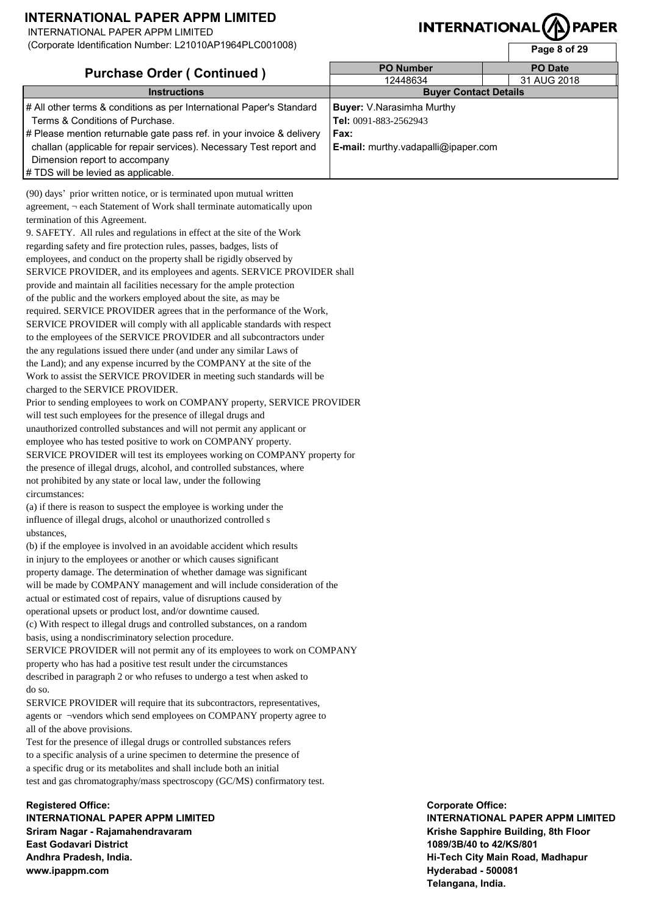# INTERNATIONAL PAPER APPM LIMITED

INTERNATIONAL PAPER APPM LIMITED
(Corporate Identification Number: L21010AP1964PLC001008)

**INTERNATIONAL PAPER**

## Purchase Order ( Continued )

| PO Number | PO Date |
|---|---|
| 12448634 | 31 AUG 2018 |

| Instructions | Buyer Contact Details |
|---|---|
| # All other terms & conditions as per International Paper's Standard Terms & Conditions of Purchase.<br># Please mention returnable gate pass ref. in your invoice & delivery challan (applicable for repair services). Necessary Test report and Dimension report to accompany<br># TDS will be levied as applicable. | **Buyer:** V.Narasimha Murthy<br>**Tel:** 0091-883-2562943<br>**Fax:**<br>**E-mail:** murthy.vadapalli@ipaper.com |

(90) days' prior written notice, or is terminated upon mutual written agreement, ¬ each Statement of Work shall terminate automatically upon termination of this Agreement.

9. SAFETY. All rules and regulations in effect at the site of the Work regarding safety and fire protection rules, passes, badges, lists of employees, and conduct on the property shall be rigidly observed by SERVICE PROVIDER, and its employees and agents. SERVICE PROVIDER shall provide and maintain all facilities necessary for the ample protection of the public and the workers employed about the site, as may be required. SERVICE PROVIDER agrees that in the performance of the Work, SERVICE PROVIDER will comply with all applicable standards with respect to the employees of the SERVICE PROVIDER and all subcontractors under the any regulations issued there under (and under any similar Laws of the Land); and any expense incurred by the COMPANY at the site of the Work to assist the SERVICE PROVIDER in meeting such standards will be charged to the SERVICE PROVIDER.

Prior to sending employees to work on COMPANY property, SERVICE PROVIDER will test such employees for the presence of illegal drugs and unauthorized controlled substances and will not permit any applicant or employee who has tested positive to work on COMPANY property.

SERVICE PROVIDER will test its employees working on COMPANY property for the presence of illegal drugs, alcohol, and controlled substances, where not prohibited by any state or local law, under the following circumstances:

(a) if there is reason to suspect the employee is working under the influence of illegal drugs, alcohol or unauthorized controlled s ubstances,

(b) if the employee is involved in an avoidable accident which results in injury to the employees or another or which causes significant property damage. The determination of whether damage was significant will be made by COMPANY management and will include consideration of the actual or estimated cost of repairs, value of disruptions caused by operational upsets or product lost, and/or downtime caused.

(c) With respect to illegal drugs and controlled substances, on a random basis, using a nondiscriminatory selection procedure.

SERVICE PROVIDER will not permit any of its employees to work on COMPANY property who has had a positive test result under the circumstances described in paragraph 2 or who refuses to undergo a test when asked to do so.

SERVICE PROVIDER will require that its subcontractors, representatives, agents or ¬vendors which send employees on COMPANY property agree to all of the above provisions.

Test for the presence of illegal drugs or controlled substances refers to a specific analysis of a urine specimen to determine the presence of a specific drug or its metabolites and shall include both an initial test and gas chromatography/mass spectroscopy (GC/MS) confirmatory test.

**Registered Office:**
**INTERNATIONAL PAPER APPM LIMITED**
**Sriram Nagar - Rajamahendravaram**
**East Godavari District**
**Andhra Pradesh, India.**
**www.ipappm.com**

**Corporate Office:**
**INTERNATIONAL PAPER APPM LIMITED**
**Krishe Sapphire Building, 8th Floor**
**1089/3B/40 to 42/KS/801**
**Hi-Tech City Main Road, Madhapur**
**Hyderabad - 500081**
**Telangana, India.**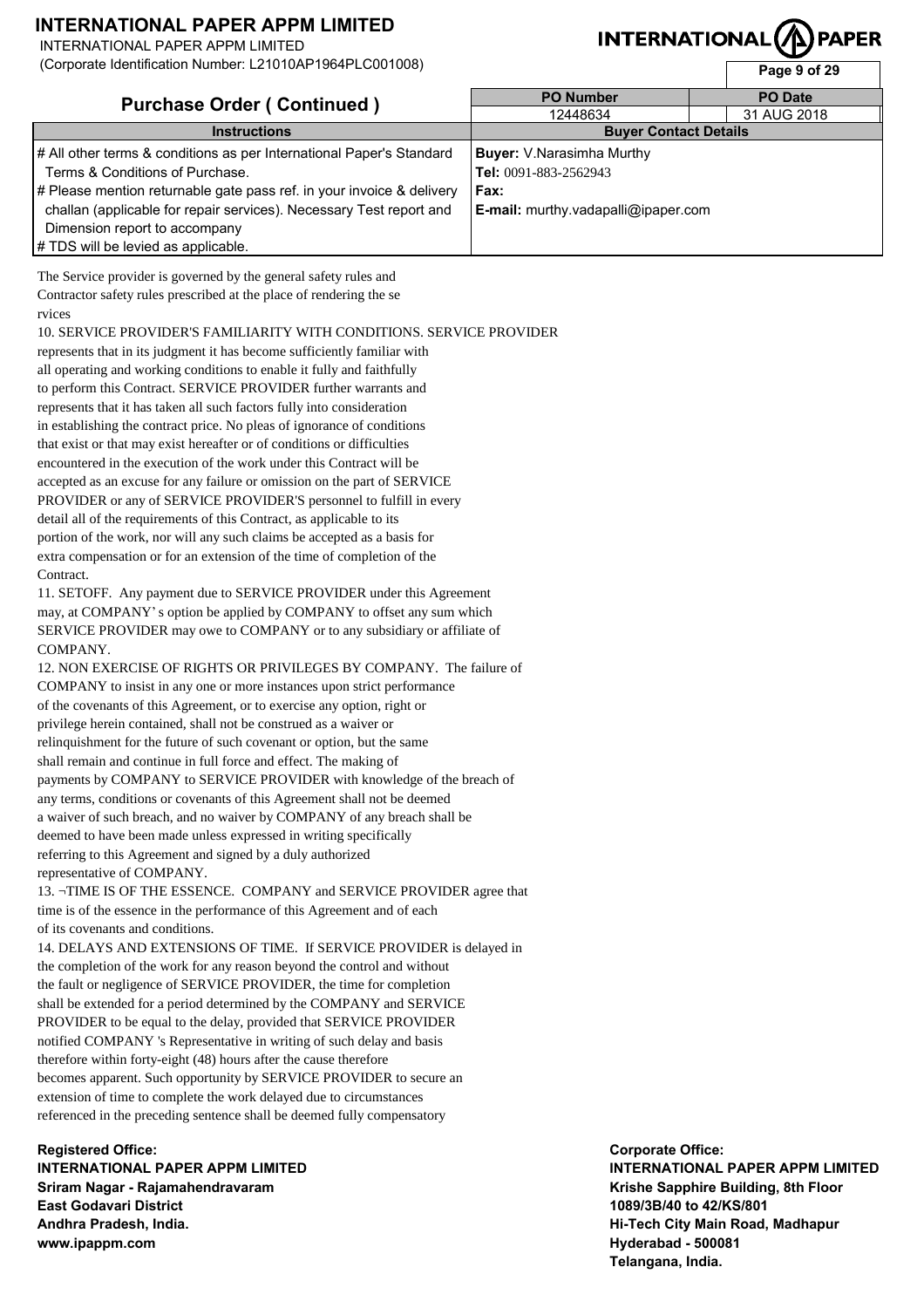# INTERNATIONAL PAPER APPM LIMITED

INTERNATIONAL PAPER APPM LIMITED
(Corporate Identification Number: L21010AP1964PLC001008)

## Purchase Order ( Continued )

| PO Number | PO Date |
|---|---|
| 12448634 | 31 AUG 2018 |

| Instructions | Buyer Contact Details |
|---|---|
| # All other terms & conditions as per International Paper's Standard Terms & Conditions of Purchase.<br># Please mention returnable gate pass ref. in your invoice & delivery challan (applicable for repair services). Necessary Test report and Dimension report to accompany<br># TDS will be levied as applicable. | **Buyer:** V.Narasimha Murthy<br>**Tel:** 0091-883-2562943<br>**Fax:**<br>**E-mail:** murthy.vadapalli@ipaper.com |

The Service provider is governed by the general safety rules and Contractor safety rules prescribed at the place of rendering the se rvices

10. SERVICE PROVIDER'S FAMILIARITY WITH CONDITIONS. SERVICE PROVIDER represents that in its judgment it has become sufficiently familiar with all operating and working conditions to enable it fully and faithfully to perform this Contract. SERVICE PROVIDER further warrants and represents that it has taken all such factors fully into consideration in establishing the contract price. No pleas of ignorance of conditions that exist or that may exist hereafter or of conditions or difficulties encountered in the execution of the work under this Contract will be accepted as an excuse for any failure or omission on the part of SERVICE PROVIDER or any of SERVICE PROVIDER'S personnel to fulfill in every detail all of the requirements of this Contract, as applicable to its portion of the work, nor will any such claims be accepted as a basis for extra compensation or for an extension of the time of completion of the Contract.

11. SETOFF. Any payment due to SERVICE PROVIDER under this Agreement may, at COMPANY' s option be applied by COMPANY to offset any sum which SERVICE PROVIDER may owe to COMPANY or to any subsidiary or affiliate of COMPANY.

12. NON EXERCISE OF RIGHTS OR PRIVILEGES BY COMPANY. The failure of COMPANY to insist in any one or more instances upon strict performance of the covenants of this Agreement, or to exercise any option, right or privilege herein contained, shall not be construed as a waiver or relinquishment for the future of such covenant or option, but the same shall remain and continue in full force and effect. The making of payments by COMPANY to SERVICE PROVIDER with knowledge of the breach of any terms, conditions or covenants of this Agreement shall not be deemed a waiver of such breach, and no waiver by COMPANY of any breach shall be deemed to have been made unless expressed in writing specifically referring to this Agreement and signed by a duly authorized representative of COMPANY.

13. ¬TIME IS OF THE ESSENCE. COMPANY and SERVICE PROVIDER agree that time is of the essence in the performance of this Agreement and of each of its covenants and conditions.

14. DELAYS AND EXTENSIONS OF TIME. If SERVICE PROVIDER is delayed in the completion of the work for any reason beyond the control and without the fault or negligence of SERVICE PROVIDER, the time for completion shall be extended for a period determined by the COMPANY and SERVICE PROVIDER to be equal to the delay, provided that SERVICE PROVIDER notified COMPANY 's Representative in writing of such delay and basis therefore within forty-eight (48) hours after the cause therefore becomes apparent. Such opportunity by SERVICE PROVIDER to secure an extension of time to complete the work delayed due to circumstances referenced in the preceding sentence shall be deemed fully compensatory

**Registered Office:**
**INTERNATIONAL PAPER APPM LIMITED**
**Sriram Nagar - Rajamahendravaram**
**East Godavari District**
**Andhra Pradesh, India.**
**www.ipappm.com**

**Corporate Office:**
**INTERNATIONAL PAPER APPM LIMITED**
**Krishe Sapphire Building, 8th Floor**
**1089/3B/40 to 42/KS/801**
**Hi-Tech City Main Road, Madhapur**
**Hyderabad - 500081**
**Telangana, India.**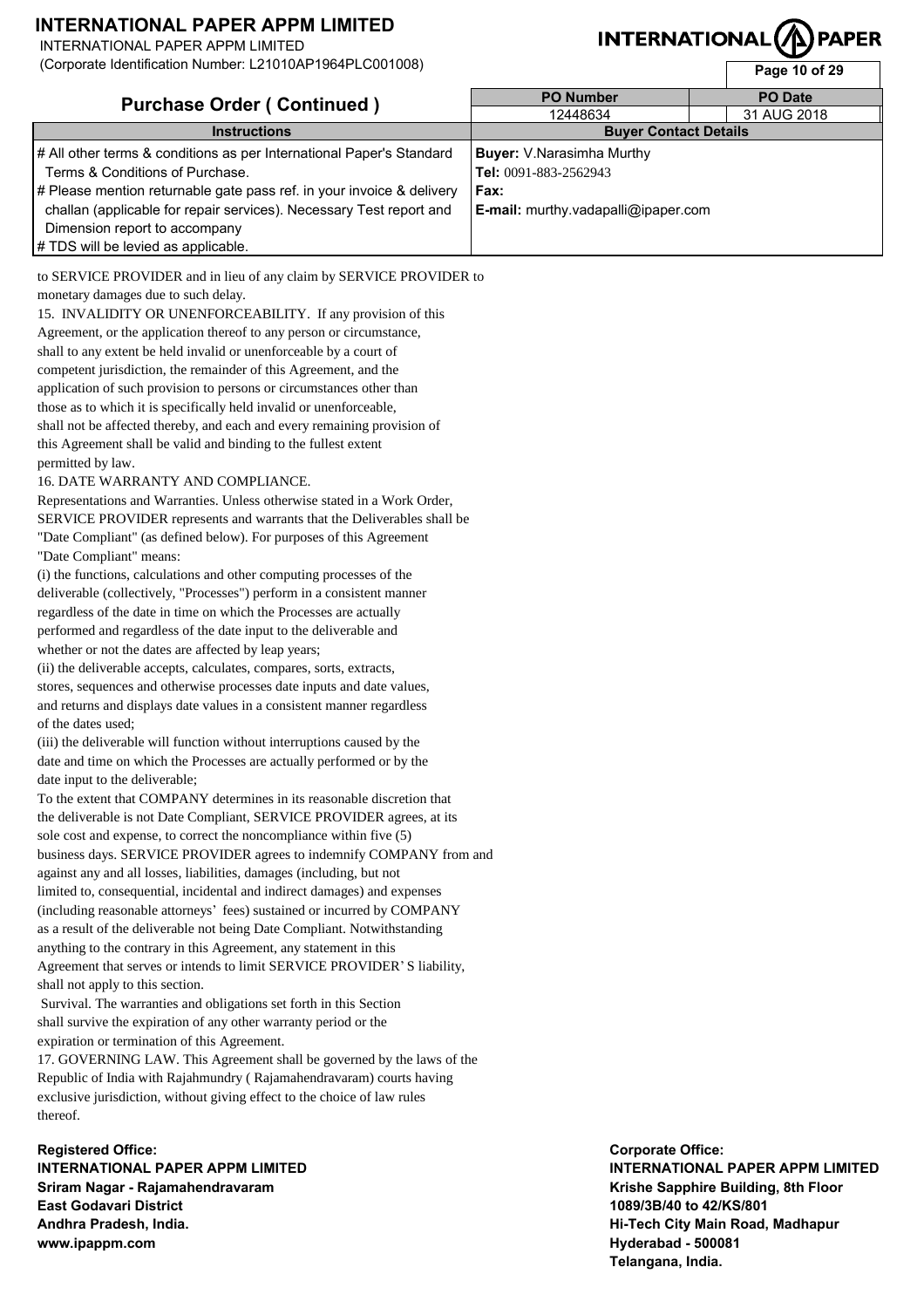# INTERNATIONAL PAPER APPM LIMITED

INTERNATIONAL PAPER APPM LIMITED
(Corporate Identification Number: L21010AP1964PLC001008)

## Purchase Order ( Continued )

| PO Number | PO Date |
|---|---|
| 12448634 | 31 AUG 2018 |

| Instructions | Buyer Contact Details |
|---|---|
| # All other terms & conditions as per International Paper's Standard Terms & Conditions of Purchase.<br># Please mention returnable gate pass ref. in your invoice & delivery challan (applicable for repair services). Necessary Test report and Dimension report to accompany<br># TDS will be levied as applicable. | **Buyer:** V.Narasimha Murthy<br>**Tel:** 0091-883-2562943<br>**Fax:**<br>**E-mail:** murthy.vadapalli@ipaper.com |

to SERVICE PROVIDER and in lieu of any claim by SERVICE PROVIDER to monetary damages due to such delay.

15. INVALIDITY OR UNENFORCEABILITY. If any provision of this Agreement, or the application thereof to any person or circumstance, shall to any extent be held invalid or unenforceable by a court of competent jurisdiction, the remainder of this Agreement, and the application of such provision to persons or circumstances other than those as to which it is specifically held invalid or unenforceable, shall not be affected thereby, and each and every remaining provision of this Agreement shall be valid and binding to the fullest extent permitted by law.

16. DATE WARRANTY AND COMPLIANCE.

Representations and Warranties. Unless otherwise stated in a Work Order, SERVICE PROVIDER represents and warrants that the Deliverables shall be "Date Compliant" (as defined below). For purposes of this Agreement "Date Compliant" means:

(i) the functions, calculations and other computing processes of the deliverable (collectively, "Processes") perform in a consistent manner regardless of the date in time on which the Processes are actually performed and regardless of the date input to the deliverable and whether or not the dates are affected by leap years;

(ii) the deliverable accepts, calculates, compares, sorts, extracts, stores, sequences and otherwise processes date inputs and date values, and returns and displays date values in a consistent manner regardless of the dates used;

(iii) the deliverable will function without interruptions caused by the date and time on which the Processes are actually performed or by the date input to the deliverable;

To the extent that COMPANY determines in its reasonable discretion that the deliverable is not Date Compliant, SERVICE PROVIDER agrees, at its sole cost and expense, to correct the noncompliance within five (5) business days. SERVICE PROVIDER agrees to indemnify COMPANY from and against any and all losses, liabilities, damages (including, but not limited to, consequential, incidental and indirect damages) and expenses (including reasonable attorneys' fees) sustained or incurred by COMPANY as a result of the deliverable not being Date Compliant. Notwithstanding anything to the contrary in this Agreement, any statement in this Agreement that serves or intends to limit SERVICE PROVIDER' S liability, shall not apply to this section.

Survival. The warranties and obligations set forth in this Section shall survive the expiration of any other warranty period or the expiration or termination of this Agreement.

17. GOVERNING LAW. This Agreement shall be governed by the laws of the Republic of India with Rajahmundry ( Rajamahendravaram) courts having exclusive jurisdiction, without giving effect to the choice of law rules thereof.

**Registered Office:**
**INTERNATIONAL PAPER APPM LIMITED**
**Sriram Nagar - Rajamahendravaram**
**East Godavari District**
**Andhra Pradesh, India.**
**www.ipappm.com**

**Corporate Office:**
**INTERNATIONAL PAPER APPM LIMITED**
**Krishe Sapphire Building, 8th Floor**
**1089/3B/40 to 42/KS/801**
**Hi-Tech City Main Road, Madhapur**
**Hyderabad - 500081**
**Telangana, India.**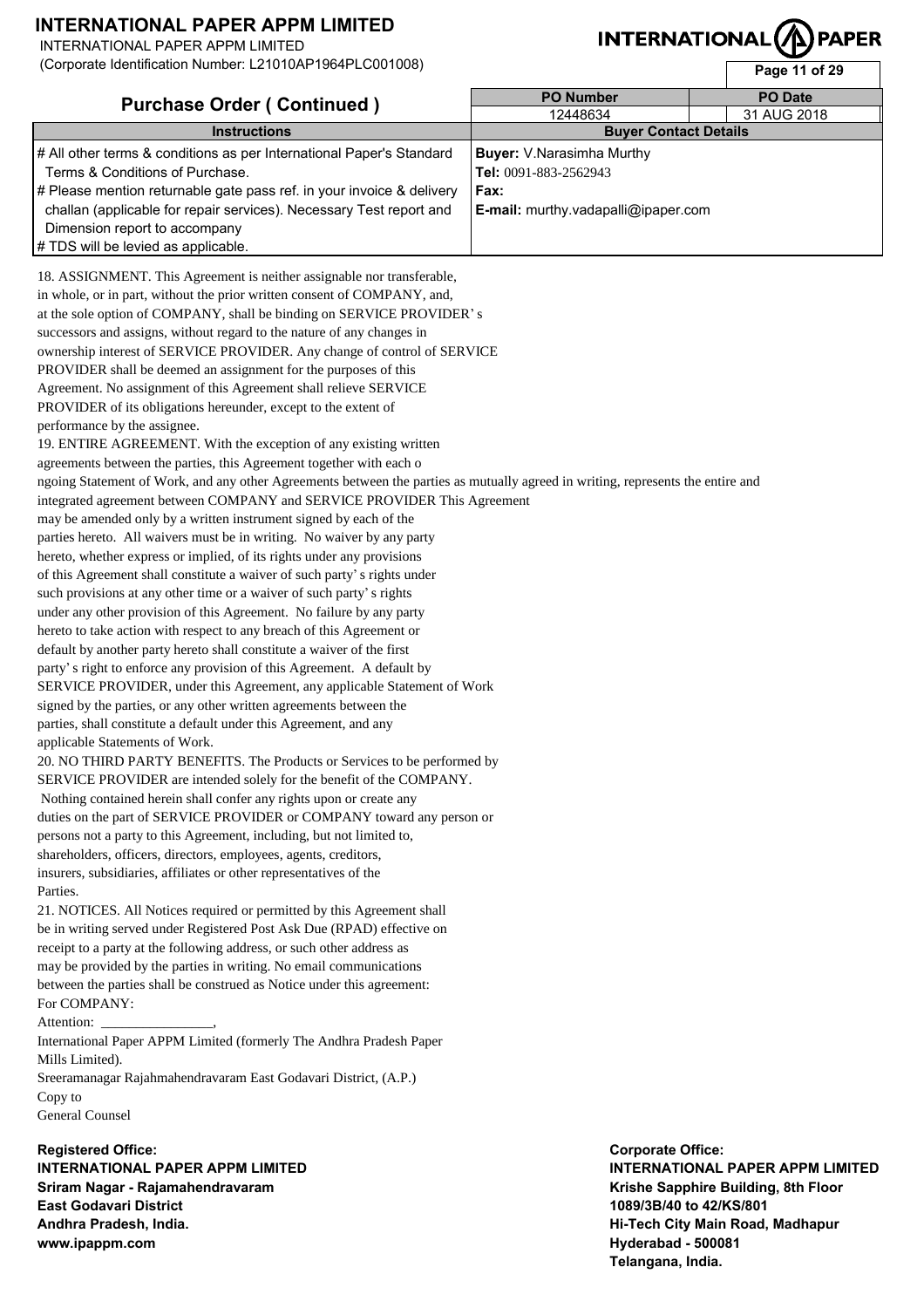# INTERNATIONAL PAPER APPM LIMITED

INTERNATIONAL PAPER APPM LIMITED
(Corporate Identification Number: L21010AP1964PLC001008)

## Purchase Order ( Continued )

| PO Number | PO Date |
|---|---|
| 12448634 | 31 AUG 2018 |

| Instructions | Buyer Contact Details |
|---|---|
| # All other terms & conditions as per International Paper's Standard Terms & Conditions of Purchase.<br># Please mention returnable gate pass ref. in your invoice & delivery challan (applicable for repair services). Necessary Test report and Dimension report to accompany<br># TDS will be levied as applicable. | **Buyer:** V.Narasimha Murthy<br>**Tel:** 0091-883-2562943<br>**Fax:**<br>**E-mail:** murthy.vadapalli@ipaper.com |

18. ASSIGNMENT. This Agreement is neither assignable nor transferable, in whole, or in part, without the prior written consent of COMPANY, and, at the sole option of COMPANY, shall be binding on SERVICE PROVIDER' s successors and assigns, without regard to the nature of any changes in ownership interest of SERVICE PROVIDER. Any change of control of SERVICE PROVIDER shall be deemed an assignment for the purposes of this Agreement. No assignment of this Agreement shall relieve SERVICE PROVIDER of its obligations hereunder, except to the extent of performance by the assignee.

19. ENTIRE AGREEMENT. With the exception of any existing written agreements between the parties, this Agreement together with each o ngoing Statement of Work, and any other Agreements between the parties as mutually agreed in writing, represents the entire and integrated agreement between COMPANY and SERVICE PROVIDER This Agreement may be amended only by a written instrument signed by each of the parties hereto. All waivers must be in writing. No waiver by any party hereto, whether express or implied, of its rights under any provisions of this Agreement shall constitute a waiver of such party' s rights under such provisions at any other time or a waiver of such party' s rights under any other provision of this Agreement. No failure by any party hereto to take action with respect to any breach of this Agreement or default by another party hereto shall constitute a waiver of the first party' s right to enforce any provision of this Agreement. A default by SERVICE PROVIDER, under this Agreement, any applicable Statement of Work signed by the parties, or any other written agreements between the parties, shall constitute a default under this Agreement, and any applicable Statements of Work.

20. NO THIRD PARTY BENEFITS. The Products or Services to be performed by SERVICE PROVIDER are intended solely for the benefit of the COMPANY. Nothing contained herein shall confer any rights upon or create any duties on the part of SERVICE PROVIDER or COMPANY toward any person or persons not a party to this Agreement, including, but not limited to, shareholders, officers, directors, employees, agents, creditors, insurers, subsidiaries, affiliates or other representatives of the Parties.

21. NOTICES. All Notices required or permitted by this Agreement shall be in writing served under Registered Post Ask Due (RPAD) effective on receipt to a party at the following address, or such other address as may be provided by the parties in writing. No email communications between the parties shall be construed as Notice under this agreement:

For COMPANY:
Attention: ________________,
International Paper APPM Limited (formerly The Andhra Pradesh Paper Mills Limited).
Sreeramanagar Rajahmahendravaram East Godavari District, (A.P.)
Copy to
General Counsel

**Registered Office:**
**INTERNATIONAL PAPER APPM LIMITED**
**Sriram Nagar - Rajamahendravaram**
**East Godavari District**
**Andhra Pradesh, India.**
**www.ipappm.com**

**Corporate Office:**
**INTERNATIONAL PAPER APPM LIMITED**
**Krishe Sapphire Building, 8th Floor**
**1089/3B/40 to 42/KS/801**
**Hi-Tech City Main Road, Madhapur**
**Hyderabad - 500081**
**Telangana, India.**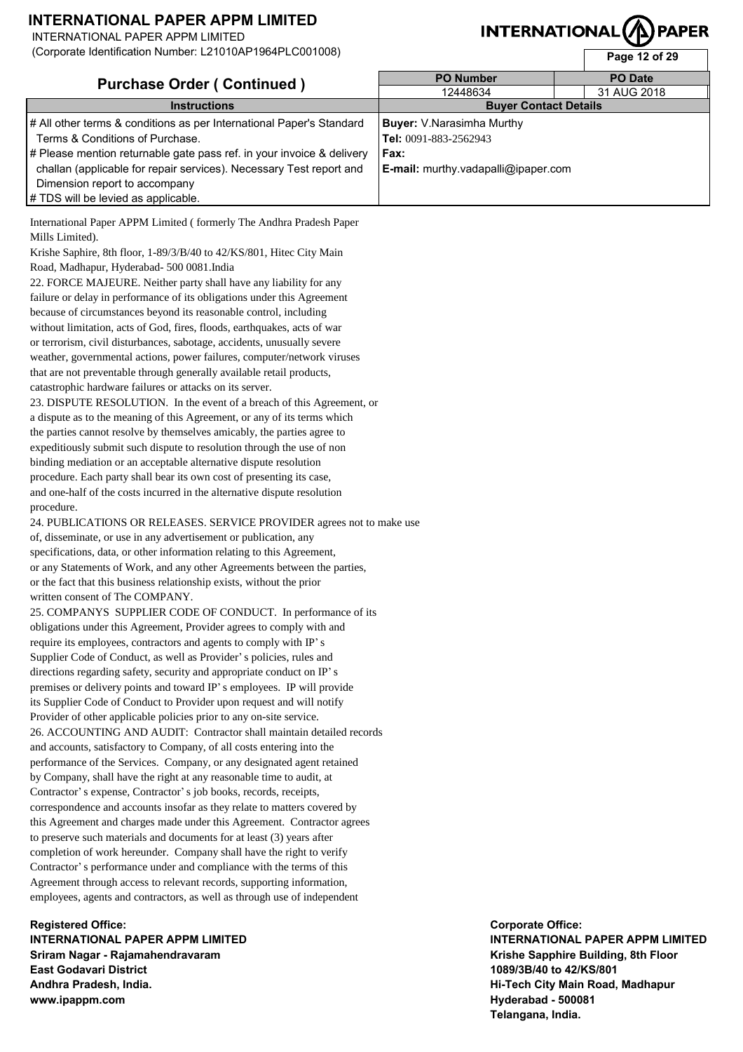# INTERNATIONAL PAPER APPM LIMITED

INTERNATIONAL PAPER APPM LIMITED
(Corporate Identification Number: L21010AP1964PLC001008)

## Purchase Order ( Continued )

| PO Number | PO Date |
|---|---|
| 12448634 | 31 AUG 2018 |

| Instructions | Buyer Contact Details |
|---|---|
| # All other terms & conditions as per International Paper's Standard Terms & Conditions of Purchase.<br># Please mention returnable gate pass ref. in your invoice & delivery challan (applicable for repair services). Necessary Test report and Dimension report to accompany<br># TDS will be levied as applicable. | **Buyer:** V.Narasimha Murthy<br>**Tel:** 0091-883-2562943<br>**Fax:**<br>**E-mail:** murthy.vadapalli@ipaper.com |

International Paper APPM Limited ( formerly The Andhra Pradesh Paper Mills Limited).
Krishe Saphire, 8th floor, 1-89/3/B/40 to 42/KS/801, Hitec City Main Road, Madhapur, Hyderabad- 500 0081.India

22. FORCE MAJEURE. Neither party shall have any liability for any failure or delay in performance of its obligations under this Agreement because of circumstances beyond its reasonable control, including without limitation, acts of God, fires, floods, earthquakes, acts of war or terrorism, civil disturbances, sabotage, accidents, unusually severe weather, governmental actions, power failures, computer/network viruses that are not preventable through generally available retail products, catastrophic hardware failures or attacks on its server.

23. DISPUTE RESOLUTION. In the event of a breach of this Agreement, or a dispute as to the meaning of this Agreement, or any of its terms which the parties cannot resolve by themselves amicably, the parties agree to expeditiously submit such dispute to resolution through the use of non binding mediation or an acceptable alternative dispute resolution procedure. Each party shall bear its own cost of presenting its case, and one-half of the costs incurred in the alternative dispute resolution procedure.

24. PUBLICATIONS OR RELEASES. SERVICE PROVIDER agrees not to make use of, disseminate, or use in any advertisement or publication, any specifications, data, or other information relating to this Agreement, or any Statements of Work, and any other Agreements between the parties, or the fact that this business relationship exists, without the prior written consent of The COMPANY.

25. COMPANYS SUPPLIER CODE OF CONDUCT. In performance of its obligations under this Agreement, Provider agrees to comply with and require its employees, contractors and agents to comply with IP' s Supplier Code of Conduct, as well as Provider' s policies, rules and directions regarding safety, security and appropriate conduct on IP' s premises or delivery points and toward IP' s employees. IP will provide its Supplier Code of Conduct to Provider upon request and will notify Provider of other applicable policies prior to any on-site service.

26. ACCOUNTING AND AUDIT: Contractor shall maintain detailed records and accounts, satisfactory to Company, of all costs entering into the performance of the Services. Company, or any designated agent retained by Company, shall have the right at any reasonable time to audit, at Contractor' s expense, Contractor' s job books, records, receipts, correspondence and accounts insofar as they relate to matters covered by this Agreement and charges made under this Agreement. Contractor agrees to preserve such materials and documents for at least (3) years after completion of work hereunder. Company shall have the right to verify Contractor' s performance under and compliance with the terms of this Agreement through access to relevant records, supporting information, employees, agents and contractors, as well as through use of independent

**Registered Office:**
**INTERNATIONAL PAPER APPM LIMITED**
**Sriram Nagar - Rajamahendravaram**
**East Godavari District**
**Andhra Pradesh, India.**
**www.ipappm.com**

**Corporate Office:**
**INTERNATIONAL PAPER APPM LIMITED**
**Krishe Sapphire Building, 8th Floor**
**1089/3B/40 to 42/KS/801**
**Hi-Tech City Main Road, Madhapur**
**Hyderabad - 500081**
**Telangana, India.**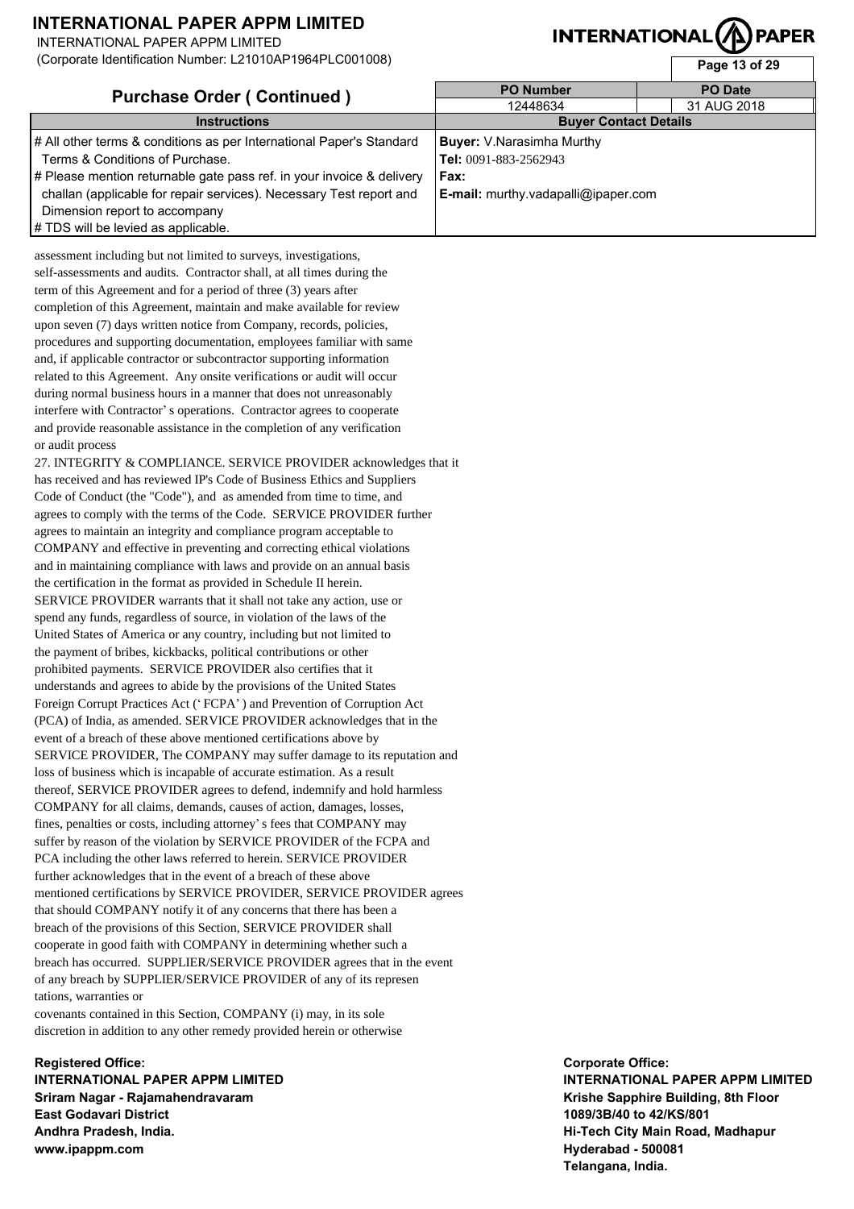# INTERNATIONAL PAPER APPM LIMITED

INTERNATIONAL PAPER APPM LIMITED
(Corporate Identification Number: L21010AP1964PLC001008)

## Purchase Order ( Continued )

| PO Number | PO Date |
|---|---|
| 12448634 | 31 AUG 2018 |

| Instructions | Buyer Contact Details |
|---|---|
| # All other terms & conditions as per International Paper's Standard Terms & Conditions of Purchase.<br># Please mention returnable gate pass ref. in your invoice & delivery challan (applicable for repair services). Necessary Test report and Dimension report to accompany<br># TDS will be levied as applicable. | **Buyer:** V.Narasimha Murthy<br>**Tel:** 0091-883-2562943<br>**Fax:**<br>**E-mail:** murthy.vadapalli@ipaper.com |

assessment including but not limited to surveys, investigations, self-assessments and audits. Contractor shall, at all times during the term of this Agreement and for a period of three (3) years after completion of this Agreement, maintain and make available for review upon seven (7) days written notice from Company, records, policies, procedures and supporting documentation, employees familiar with same and, if applicable contractor or subcontractor supporting information related to this Agreement. Any onsite verifications or audit will occur during normal business hours in a manner that does not unreasonably interfere with Contractor' s operations. Contractor agrees to cooperate and provide reasonable assistance in the completion of any verification or audit process

27. INTEGRITY & COMPLIANCE. SERVICE PROVIDER acknowledges that it has received and has reviewed IP's Code of Business Ethics and Suppliers Code of Conduct (the "Code"), and as amended from time to time, and agrees to comply with the terms of the Code. SERVICE PROVIDER further agrees to maintain an integrity and compliance program acceptable to COMPANY and effective in preventing and correcting ethical violations and in maintaining compliance with laws and provide on an annual basis the certification in the format as provided in Schedule II herein. SERVICE PROVIDER warrants that it shall not take any action, use or spend any funds, regardless of source, in violation of the laws of the United States of America or any country, including but not limited to the payment of bribes, kickbacks, political contributions or other prohibited payments. SERVICE PROVIDER also certifies that it understands and agrees to abide by the provisions of the United States Foreign Corrupt Practices Act (' FCPA' ) and Prevention of Corruption Act (PCA) of India, as amended. SERVICE PROVIDER acknowledges that in the event of a breach of these above mentioned certifications above by SERVICE PROVIDER, The COMPANY may suffer damage to its reputation and loss of business which is incapable of accurate estimation. As a result thereof, SERVICE PROVIDER agrees to defend, indemnify and hold harmless COMPANY for all claims, demands, causes of action, damages, losses, fines, penalties or costs, including attorney' s fees that COMPANY may suffer by reason of the violation by SERVICE PROVIDER of the FCPA and PCA including the other laws referred to herein. SERVICE PROVIDER further acknowledges that in the event of a breach of these above mentioned certifications by SERVICE PROVIDER, SERVICE PROVIDER agrees that should COMPANY notify it of any concerns that there has been a breach of the provisions of this Section, SERVICE PROVIDER shall cooperate in good faith with COMPANY in determining whether such a breach has occurred. SUPPLIER/SERVICE PROVIDER agrees that in the event of any breach by SUPPLIER/SERVICE PROVIDER of any of its represen tations, warranties or
covenants contained in this Section, COMPANY (i) may, in its sole discretion in addition to any other remedy provided herein or otherwise

**Registered Office:**
**INTERNATIONAL PAPER APPM LIMITED**
**Sriram Nagar - Rajamahendravaram**
**East Godavari District**
**Andhra Pradesh, India.**
**www.ipappm.com**

**Corporate Office:**
**INTERNATIONAL PAPER APPM LIMITED**
**Krishe Sapphire Building, 8th Floor**
**1089/3B/40 to 42/KS/801**
**Hi-Tech City Main Road, Madhapur**
**Hyderabad - 500081**
**Telangana, India.**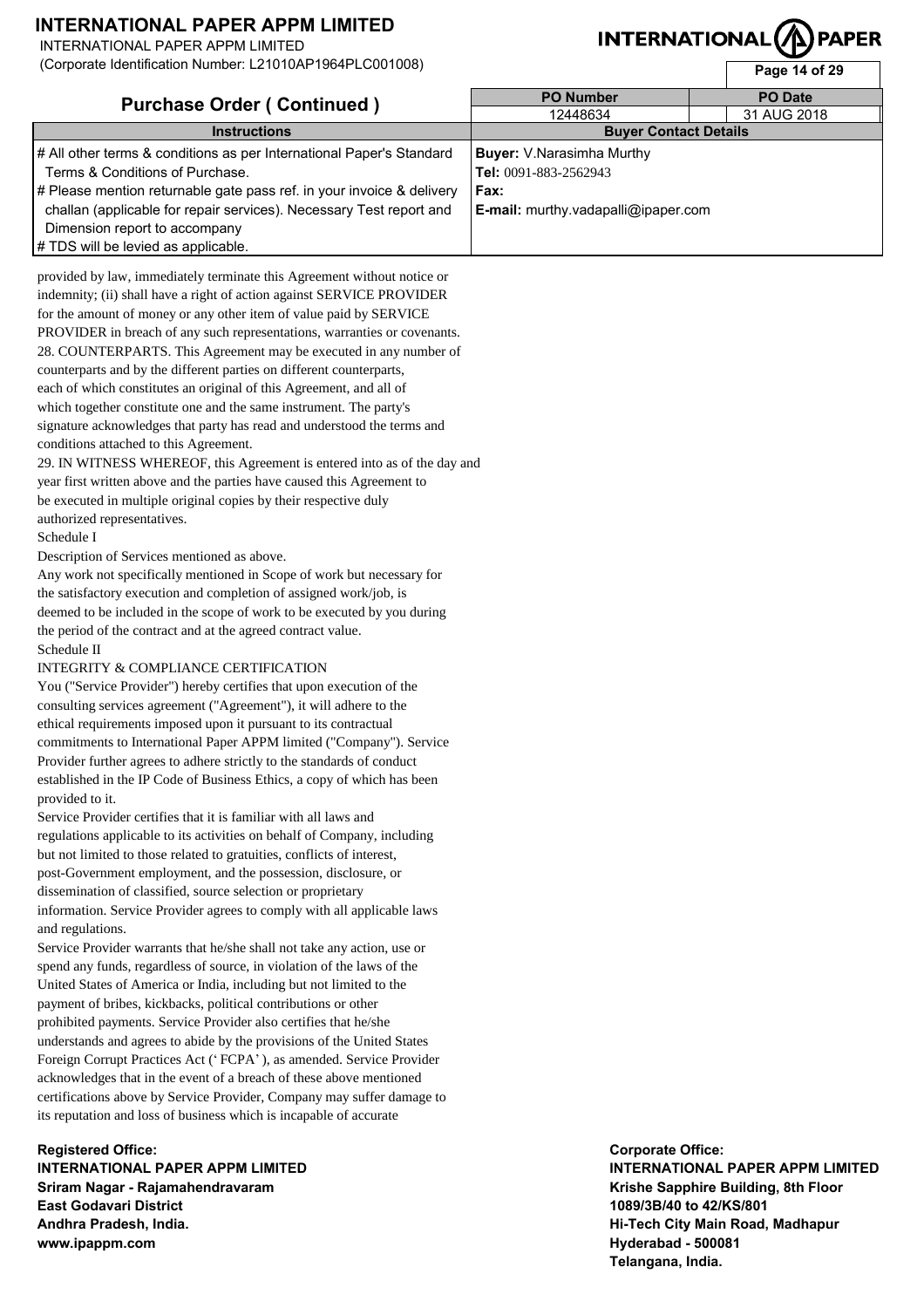# INTERNATIONAL PAPER APPM LIMITED

INTERNATIONAL PAPER APPM LIMITED
(Corporate Identification Number: L21010AP1964PLC001008)

## Purchase Order ( Continued )

| PO Number | PO Date |
|---|---|
| 12448634 | 31 AUG 2018 |

| Instructions | Buyer Contact Details |
|---|---|
| # All other terms & conditions as per International Paper's Standard Terms & Conditions of Purchase.<br># Please mention returnable gate pass ref. in your invoice & delivery challan (applicable for repair services). Necessary Test report and Dimension report to accompany<br># TDS will be levied as applicable. | **Buyer:** V.Narasimha Murthy<br>**Tel:** 0091-883-2562943<br>**Fax:**<br>**E-mail:** murthy.vadapalli@ipaper.com |

provided by law, immediately terminate this Agreement without notice or indemnity; (ii) shall have a right of action against SERVICE PROVIDER for the amount of money or any other item of value paid by SERVICE PROVIDER in breach of any such representations, warranties or covenants.

28. COUNTERPARTS. This Agreement may be executed in any number of counterparts and by the different parties on different counterparts, each of which constitutes an original of this Agreement, and all of which together constitute one and the same instrument. The party's signature acknowledges that party has read and understood the terms and conditions attached to this Agreement.

29. IN WITNESS WHEREOF, this Agreement is entered into as of the day and year first written above and the parties have caused this Agreement to be executed in multiple original copies by their respective duly authorized representatives.

Schedule I

Description of Services mentioned as above.

Any work not specifically mentioned in Scope of work but necessary for the satisfactory execution and completion of assigned work/job, is deemed to be included in the scope of work to be executed by you during the period of the contract and at the agreed contract value.

Schedule II

INTEGRITY & COMPLIANCE CERTIFICATION

You ("Service Provider") hereby certifies that upon execution of the consulting services agreement ("Agreement"), it will adhere to the ethical requirements imposed upon it pursuant to its contractual commitments to International Paper APPM limited ("Company"). Service Provider further agrees to adhere strictly to the standards of conduct established in the IP Code of Business Ethics, a copy of which has been provided to it.

Service Provider certifies that it is familiar with all laws and regulations applicable to its activities on behalf of Company, including but not limited to those related to gratuities, conflicts of interest, post-Government employment, and the possession, disclosure, or dissemination of classified, source selection or proprietary information. Service Provider agrees to comply with all applicable laws and regulations.

Service Provider warrants that he/she shall not take any action, use or spend any funds, regardless of source, in violation of the laws of the United States of America or India, including but not limited to the payment of bribes, kickbacks, political contributions or other prohibited payments. Service Provider also certifies that he/she understands and agrees to abide by the provisions of the United States Foreign Corrupt Practices Act (' FCPA' ), as amended. Service Provider acknowledges that in the event of a breach of these above mentioned certifications above by Service Provider, Company may suffer damage to its reputation and loss of business which is incapable of accurate

**Registered Office:**
**INTERNATIONAL PAPER APPM LIMITED**
**Sriram Nagar - Rajamahendravaram**
**East Godavari District**
**Andhra Pradesh, India.**
**www.ipappm.com**

**Corporate Office:**
**INTERNATIONAL PAPER APPM LIMITED**
**Krishe Sapphire Building, 8th Floor**
**1089/3B/40 to 42/KS/801**
**Hi-Tech City Main Road, Madhapur**
**Hyderabad - 500081**
**Telangana, India.**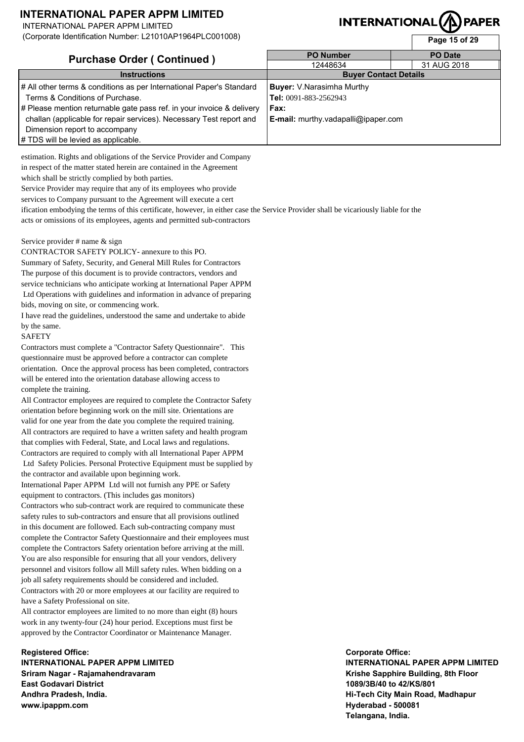# INTERNATIONAL PAPER APPM LIMITED

INTERNATIONAL PAPER APPM LIMITED
(Corporate Identification Number: L21010AP1964PLC001008)

## Purchase Order ( Continued )

| PO Number | PO Date |
|---|---|
| 12448634 | 31 AUG 2018 |

| Instructions | Buyer Contact Details |
|---|---|
| # All other terms & conditions as per International Paper's Standard Terms & Conditions of Purchase.<br># Please mention returnable gate pass ref. in your invoice & delivery challan (applicable for repair services). Necessary Test report and Dimension report to accompany<br># TDS will be levied as applicable. | **Buyer:** V.Narasimha Murthy<br>**Tel:** 0091-883-2562943<br>**Fax:**<br>**E-mail:** murthy.vadapalli@ipaper.com |

estimation. Rights and obligations of the Service Provider and Company in respect of the matter stated herein are contained in the Agreement which shall be strictly complied by both parties.
Service Provider may require that any of its employees who provide services to Company pursuant to the Agreement will execute a cert ification embodying the terms of this certificate, however, in either case the Service Provider shall be vicariously liable for the acts or omissions of its employees, agents and permitted sub-contractors

Service provider # name & sign
CONTRACTOR SAFETY POLICY- annexure to this PO.
Summary of Safety, Security, and General Mill Rules for Contractors
The purpose of this document is to provide contractors, vendors and service technicians who anticipate working at International Paper APPM Ltd Operations with guidelines and information in advance of preparing bids, moving on site, or commencing work.
I have read the guidelines, understood the same and undertake to abide by the same.
SAFETY
Contractors must complete a "Contractor Safety Questionnaire". This questionnaire must be approved before a contractor can complete orientation. Once the approval process has been completed, contractors will be entered into the orientation database allowing access to complete the training.
All Contractor employees are required to complete the Contractor Safety orientation before beginning work on the mill site. Orientations are valid for one year from the date you complete the required training.
All contractors are required to have a written safety and health program that complies with Federal, State, and Local laws and regulations.
Contractors are required to comply with all International Paper APPM Ltd Safety Policies. Personal Protective Equipment must be supplied by the contractor and available upon beginning work.
International Paper APPM Ltd will not furnish any PPE or Safety equipment to contractors. (This includes gas monitors)
Contractors who sub-contract work are required to communicate these safety rules to sub-contractors and ensure that all provisions outlined in this document are followed. Each sub-contracting company must complete the Contractor Safety Questionnaire and their employees must complete the Contractors Safety orientation before arriving at the mill.
You are also responsible for ensuring that all your vendors, delivery personnel and visitors follow all Mill safety rules. When bidding on a job all safety requirements should be considered and included.
Contractors with 20 or more employees at our facility are required to have a Safety Professional on site.
All contractor employees are limited to no more than eight (8) hours work in any twenty-four (24) hour period. Exceptions must first be approved by the Contractor Coordinator or Maintenance Manager.

**Registered Office:**
**INTERNATIONAL PAPER APPM LIMITED**
**Sriram Nagar - Rajamahendravaram**
**East Godavari District**
**Andhra Pradesh, India.**
**www.ipappm.com**

**Corporate Office:**
**INTERNATIONAL PAPER APPM LIMITED**
**Krishe Sapphire Building, 8th Floor**
**1089/3B/40 to 42/KS/801**
**Hi-Tech City Main Road, Madhapur**
**Hyderabad - 500081**
**Telangana, India.**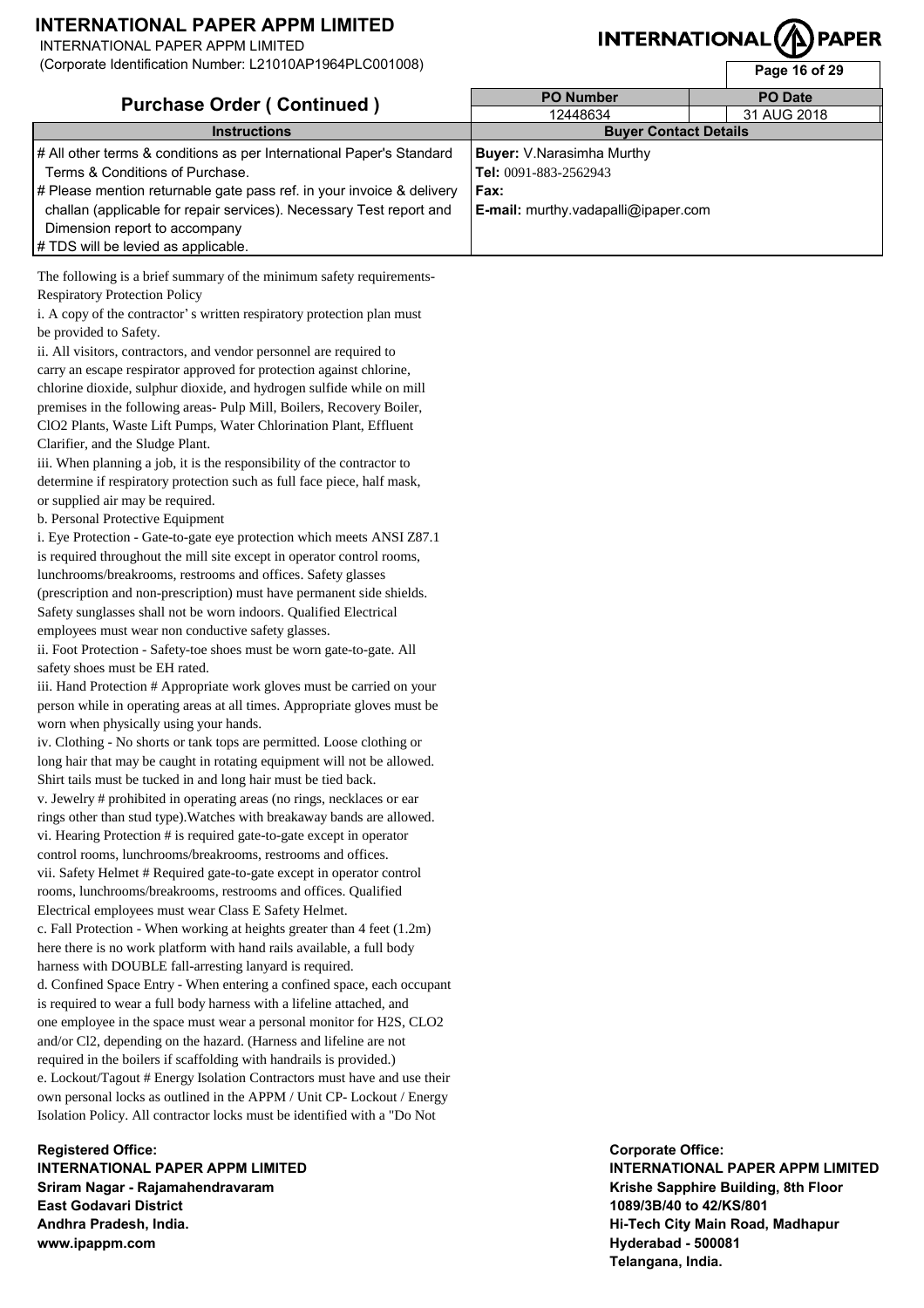# INTERNATIONAL PAPER APPM LIMITED

INTERNATIONAL PAPER APPM LIMITED
(Corporate Identification Number: L21010AP1964PLC001008)

## Purchase Order ( Continued )

| PO Number | PO Date |
|---|---|
| 12448634 | 31 AUG 2018 |

| Instructions | Buyer Contact Details |
|---|---|
| # All other terms & conditions as per International Paper's Standard Terms & Conditions of Purchase.<br># Please mention returnable gate pass ref. in your invoice & delivery challan (applicable for repair services). Necessary Test report and Dimension report to accompany<br># TDS will be levied as applicable. | **Buyer:** V.Narasimha Murthy<br>**Tel:** 0091-883-2562943<br>**Fax:**<br>**E-mail:** murthy.vadapalli@ipaper.com |

The following is a brief summary of the minimum safety requirements-
Respiratory Protection Policy

i. A copy of the contractor' s written respiratory protection plan must be provided to Safety.

ii. All visitors, contractors, and vendor personnel are required to carry an escape respirator approved for protection against chlorine, chlorine dioxide, sulphur dioxide, and hydrogen sulfide while on mill premises in the following areas- Pulp Mill, Boilers, Recovery Boiler, ClO2 Plants, Waste Lift Pumps, Water Chlorination Plant, Effluent Clarifier, and the Sludge Plant.

iii. When planning a job, it is the responsibility of the contractor to determine if respiratory protection such as full face piece, half mask, or supplied air may be required.

b. Personal Protective Equipment

i. Eye Protection - Gate-to-gate eye protection which meets ANSI Z87.1 is required throughout the mill site except in operator control rooms, lunchrooms/breakrooms, restrooms and offices. Safety glasses (prescription and non-prescription) must have permanent side shields. Safety sunglasses shall not be worn indoors. Qualified Electrical employees must wear non conductive safety glasses.

ii. Foot Protection - Safety-toe shoes must be worn gate-to-gate. All safety shoes must be EH rated.

iii. Hand Protection # Appropriate work gloves must be carried on your person while in operating areas at all times. Appropriate gloves must be worn when physically using your hands.

iv. Clothing - No shorts or tank tops are permitted. Loose clothing or long hair that may be caught in rotating equipment will not be allowed. Shirt tails must be tucked in and long hair must be tied back.

v. Jewelry # prohibited in operating areas (no rings, necklaces or ear rings other than stud type).Watches with breakaway bands are allowed.

vi. Hearing Protection # is required gate-to-gate except in operator control rooms, lunchrooms/breakrooms, restrooms and offices.

vii. Safety Helmet # Required gate-to-gate except in operator control rooms, lunchrooms/breakrooms, restrooms and offices. Qualified Electrical employees must wear Class E Safety Helmet.

c. Fall Protection - When working at heights greater than 4 feet (1.2m) here there is no work platform with hand rails available, a full body harness with DOUBLE fall-arresting lanyard is required.

d. Confined Space Entry - When entering a confined space, each occupant is required to wear a full body harness with a lifeline attached, and one employee in the space must wear a personal monitor for H2S, CLO2 and/or Cl2, depending on the hazard. (Harness and lifeline are not required in the boilers if scaffolding with handrails is provided.)

e. Lockout/Tagout # Energy Isolation Contractors must have and use their own personal locks as outlined in the APPM / Unit CP- Lockout / Energy Isolation Policy. All contractor locks must be identified with a "Do Not

**Registered Office:**
**INTERNATIONAL PAPER APPM LIMITED**
**Sriram Nagar - Rajamahendravaram**
**East Godavari District**
**Andhra Pradesh, India.**
**www.ipappm.com**

**Corporate Office:**
**INTERNATIONAL PAPER APPM LIMITED**
**Krishe Sapphire Building, 8th Floor**
**1089/3B/40 to 42/KS/801**
**Hi-Tech City Main Road, Madhapur**
**Hyderabad - 500081**
**Telangana, India.**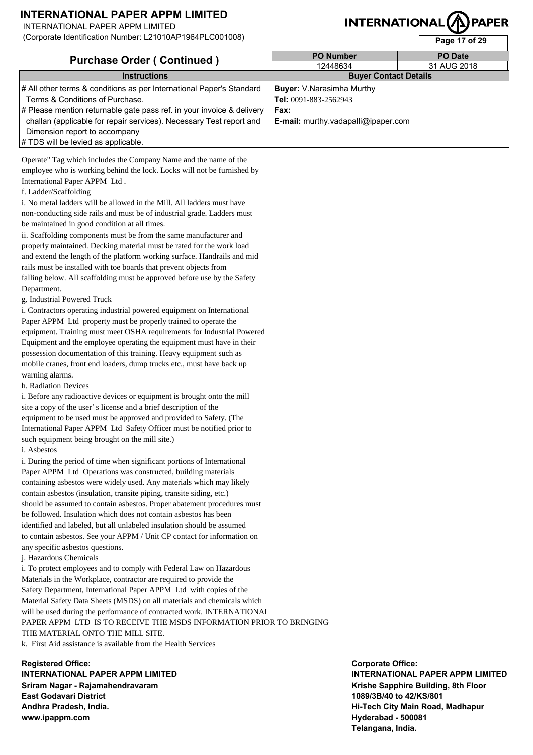# INTERNATIONAL PAPER APPM LIMITED

INTERNATIONAL PAPER APPM LIMITED
(Corporate Identification Number: L21010AP1964PLC001008)

## Purchase Order ( Continued )

| PO Number | PO Date |
|---|---|
| 12448634 | 31 AUG 2018 |

| Instructions | Buyer Contact Details |
|---|---|
| # All other terms & conditions as per International Paper's Standard Terms & Conditions of Purchase.<br># Please mention returnable gate pass ref. in your invoice & delivery challan (applicable for repair services). Necessary Test report and Dimension report to accompany<br># TDS will be levied as applicable. | **Buyer:** V.Narasimha Murthy<br>**Tel:** 0091-883-2562943<br>**Fax:**<br>**E-mail:** murthy.vadapalli@ipaper.com |

Operate" Tag which includes the Company Name and the name of the employee who is working behind the lock. Locks will not be furnished by International Paper APPM Ltd .

f. Ladder/Scaffolding

i. No metal ladders will be allowed in the Mill. All ladders must have non-conducting side rails and must be of industrial grade. Ladders must be maintained in good condition at all times.

ii. Scaffolding components must be from the same manufacturer and properly maintained. Decking material must be rated for the work load and extend the length of the platform working surface. Handrails and mid rails must be installed with toe boards that prevent objects from falling below. All scaffolding must be approved before use by the Safety Department.

g. Industrial Powered Truck

i. Contractors operating industrial powered equipment on International Paper APPM Ltd property must be properly trained to operate the equipment. Training must meet OSHA requirements for Industrial Powered Equipment and the employee operating the equipment must have in their possession documentation of this training. Heavy equipment such as mobile cranes, front end loaders, dump trucks etc., must have back up warning alarms.

h. Radiation Devices

i. Before any radioactive devices or equipment is brought onto the mill site a copy of the user' s license and a brief description of the equipment to be used must be approved and provided to Safety. (The International Paper APPM Ltd Safety Officer must be notified prior to such equipment being brought on the mill site.)

i. Asbestos

i. During the period of time when significant portions of International Paper APPM Ltd Operations was constructed, building materials containing asbestos were widely used. Any materials which may likely contain asbestos (insulation, transite piping, transite siding, etc.) should be assumed to contain asbestos. Proper abatement procedures must be followed. Insulation which does not contain asbestos has been identified and labeled, but all unlabeled insulation should be assumed to contain asbestos. See your APPM / Unit CP contact for information on any specific asbestos questions.

j. Hazardous Chemicals

i. To protect employees and to comply with Federal Law on Hazardous Materials in the Workplace, contractor are required to provide the Safety Department, International Paper APPM Ltd with copies of the Material Safety Data Sheets (MSDS) on all materials and chemicals which will be used during the performance of contracted work. INTERNATIONAL PAPER APPM LTD IS TO RECEIVE THE MSDS INFORMATION PRIOR TO BRINGING THE MATERIAL ONTO THE MILL SITE.

k. First Aid assistance is available from the Health Services

**Registered Office:**
**INTERNATIONAL PAPER APPM LIMITED**
**Sriram Nagar - Rajamahendravaram**
**East Godavari District**
**Andhra Pradesh, India.**
**www.ipappm.com**

**Corporate Office:**
**INTERNATIONAL PAPER APPM LIMITED**
**Krishe Sapphire Building, 8th Floor**
**1089/3B/40 to 42/KS/801**
**Hi-Tech City Main Road, Madhapur**
**Hyderabad - 500081**
**Telangana, India.**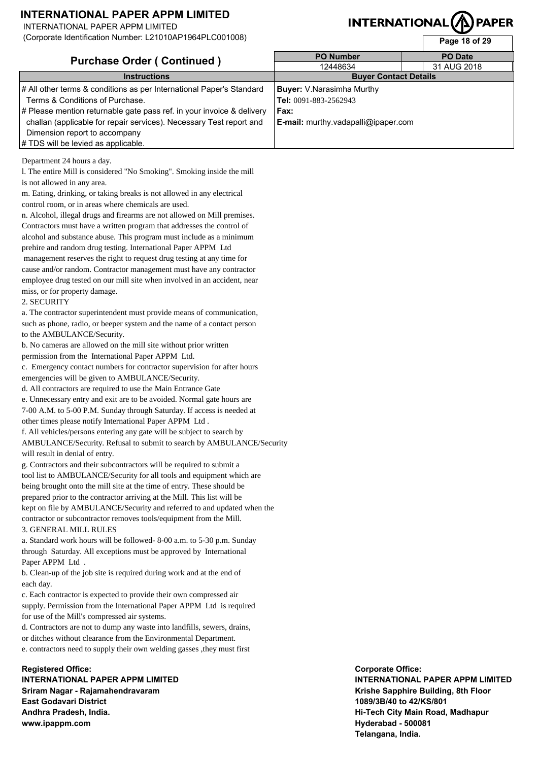# Purchase Order ( Continued )

| PO Number | PO Date |
|---|---|
| 12448634 | 31 AUG 2018 |

| Instructions | Buyer Contact Details |
|---|---|
| # All other terms & conditions as per International Paper's Standard Terms & Conditions of Purchase.<br># Please mention returnable gate pass ref. in your invoice & delivery challan (applicable for repair services). Necessary Test report and Dimension report to accompany<br># TDS will be levied as applicable. | **Buyer:** V.Narasimha Murthy<br>**Tel:** 0091-883-2562943<br>**Fax:**<br>**E-mail:** murthy.vadapalli@ipaper.com |

Department 24 hours a day.

l. The entire Mill is considered "No Smoking". Smoking inside the mill is not allowed in any area.

m. Eating, drinking, or taking breaks is not allowed in any electrical control room, or in areas where chemicals are used.

n. Alcohol, illegal drugs and firearms are not allowed on Mill premises. Contractors must have a written program that addresses the control of alcohol and substance abuse. This program must include as a minimum prehire and random drug testing. International Paper APPM Ltd management reserves the right to request drug testing at any time for cause and/or random. Contractor management must have any contractor employee drug tested on our mill site when involved in an accident, near miss, or for property damage.

2. SECURITY

a. The contractor superintendent must provide means of communication, such as phone, radio, or beeper system and the name of a contact person to the AMBULANCE/Security.

b. No cameras are allowed on the mill site without prior written permission from the International Paper APPM Ltd.

c. Emergency contact numbers for contractor supervision for after hours emergencies will be given to AMBULANCE/Security.

d. All contractors are required to use the Main Entrance Gate

e. Unnecessary entry and exit are to be avoided. Normal gate hours are 7-00 A.M. to 5-00 P.M. Sunday through Saturday. If access is needed at other times please notify International Paper APPM Ltd .

f. All vehicles/persons entering any gate will be subject to search by AMBULANCE/Security. Refusal to submit to search by AMBULANCE/Security will result in denial of entry.

g. Contractors and their subcontractors will be required to submit a tool list to AMBULANCE/Security for all tools and equipment which are being brought onto the mill site at the time of entry. These should be prepared prior to the contractor arriving at the Mill. This list will be kept on file by AMBULANCE/Security and referred to and updated when the contractor or subcontractor removes tools/equipment from the Mill.

3. GENERAL MILL RULES

a. Standard work hours will be followed- 8-00 a.m. to 5-30 p.m. Sunday through Saturday. All exceptions must be approved by International Paper APPM Ltd .

b. Clean-up of the job site is required during work and at the end of each day.

c. Each contractor is expected to provide their own compressed air supply. Permission from the International Paper APPM Ltd is required for use of the Mill's compressed air systems.

d. Contractors are not to dump any waste into landfills, sewers, drains, or ditches without clearance from the Environmental Department.

e. contractors need to supply their own welding gasses ,they must first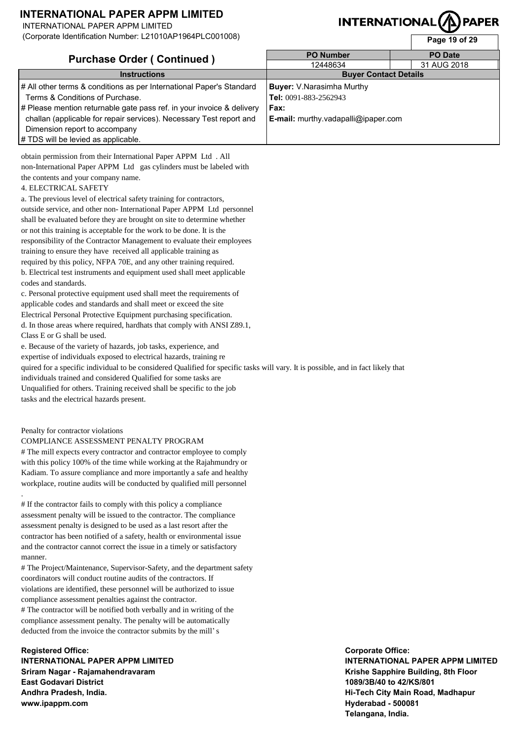# INTERNATIONAL PAPER APPM LIMITED

INTERNATIONAL PAPER APPM LIMITED
(Corporate Identification Number: L21010AP1964PLC001008)

## Purchase Order ( Continued )

| PO Number | PO Date |
|---|---|
| 12448634 | 31 AUG 2018 |

| Instructions | Buyer Contact Details |
|---|---|
| # All other terms & conditions as per International Paper's Standard Terms & Conditions of Purchase.<br># Please mention returnable gate pass ref. in your invoice & delivery challan (applicable for repair services). Necessary Test report and Dimension report to accompany<br># TDS will be levied as applicable. | **Buyer:** V.Narasimha Murthy<br>**Tel:** 0091-883-2562943<br>**Fax:**<br>**E-mail:** murthy.vadapalli@ipaper.com |

obtain permission from their International Paper APPM Ltd . All non-International Paper APPM Ltd gas cylinders must be labeled with the contents and your company name.

4. ELECTRICAL SAFETY

a. The previous level of electrical safety training for contractors, outside service, and other non- International Paper APPM Ltd personnel shall be evaluated before they are brought on site to determine whether or not this training is acceptable for the work to be done. It is the responsibility of the Contractor Management to evaluate their employees training to ensure they have received all applicable training as required by this policy, NFPA 70E, and any other training required.

b. Electrical test instruments and equipment used shall meet applicable codes and standards.

c. Personal protective equipment used shall meet the requirements of applicable codes and standards and shall meet or exceed the site Electrical Personal Protective Equipment purchasing specification.

d. In those areas where required, hardhats that comply with ANSI Z89.1, Class E or G shall be used.

e. Because of the variety of hazards, job tasks, experience, and expertise of individuals exposed to electrical hazards, training re quired for a specific individual to be considered Qualified for specific tasks will vary. It is possible, and in fact likely that individuals trained and considered Qualified for some tasks are Unqualified for others. Training received shall be specific to the job tasks and the electrical hazards present.

Penalty for contractor violations

COMPLIANCE ASSESSMENT PENALTY PROGRAM

# The mill expects every contractor and contractor employee to comply with this policy 100% of the time while working at the Rajahmundry or Kadiam. To assure compliance and more importantly a safe and healthy workplace, routine audits will be conducted by qualified mill personnel .

# If the contractor fails to comply with this policy a compliance assessment penalty will be issued to the contractor. The compliance assessment penalty is designed to be used as a last resort after the contractor has been notified of a safety, health or environmental issue and the contractor cannot correct the issue in a timely or satisfactory manner.

# The Project/Maintenance, Supervisor-Safety, and the department safety coordinators will conduct routine audits of the contractors. If violations are identified, these personnel will be authorized to issue compliance assessment penalties against the contractor.

# The contractor will be notified both verbally and in writing of the compliance assessment penalty. The penalty will be automatically deducted from the invoice the contractor submits by the mill' s

**Registered Office:**
**INTERNATIONAL PAPER APPM LIMITED**
**Sriram Nagar - Rajamahendravaram**
**East Godavari District**
**Andhra Pradesh, India.**
**www.ipappm.com**

**Corporate Office:**
**INTERNATIONAL PAPER APPM LIMITED**
**Krishe Sapphire Building, 8th Floor**
**1089/3B/40 to 42/KS/801**
**Hi-Tech City Main Road, Madhapur**
**Hyderabad - 500081**
**Telangana, India.**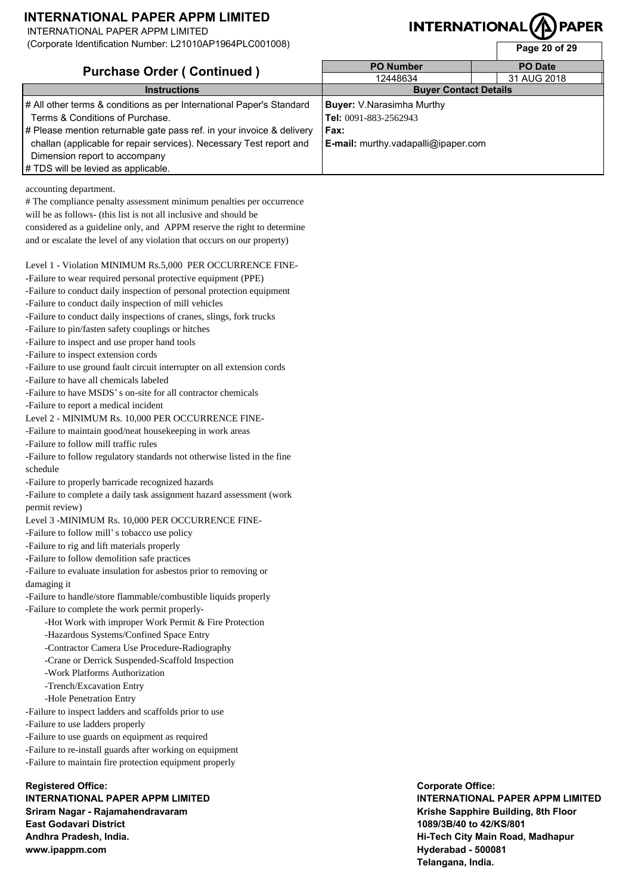# INTERNATIONAL PAPER APPM LIMITED

INTERNATIONAL PAPER APPM LIMITED
(Corporate Identification Number: L21010AP1964PLC001008)

## Purchase Order ( Continued )

| PO Number | PO Date |
|---|---|
| 12448634 | 31 AUG 2018 |

| Instructions | Buyer Contact Details |
|---|---|
| # All other terms & conditions as per International Paper's Standard Terms & Conditions of Purchase.<br># Please mention returnable gate pass ref. in your invoice & delivery challan (applicable for repair services). Necessary Test report and Dimension report to accompany<br># TDS will be levied as applicable. | **Buyer:** V.Narasimha Murthy<br>**Tel:** 0091-883-2562943<br>**Fax:**<br>**E-mail:** murthy.vadapalli@ipaper.com |

accounting department.

# The compliance penalty assessment minimum penalties per occurrence will be as follows- (this list is not all inclusive and should be considered as a guideline only, and APPM reserve the right to determine and or escalate the level of any violation that occurs on our property)

Level 1 - Violation MINIMUM Rs.5,000 PER OCCURRENCE FINE-
-Failure to wear required personal protective equipment (PPE)
-Failure to conduct daily inspection of personal protection equipment
-Failure to conduct daily inspection of mill vehicles
-Failure to conduct daily inspections of cranes, slings, fork trucks
-Failure to pin/fasten safety couplings or hitches
-Failure to inspect and use proper hand tools
-Failure to inspect extension cords
-Failure to use ground fault circuit interrupter on all extension cords
-Failure to have all chemicals labeled
-Failure to have MSDS' s on-site for all contractor chemicals
-Failure to report a medical incident
Level 2 - MINIMUM Rs. 10,000 PER OCCURRENCE FINE-
-Failure to maintain good/neat housekeeping in work areas
-Failure to follow mill traffic rules
-Failure to follow regulatory standards not otherwise listed in the fine schedule
-Failure to properly barricade recognized hazards
-Failure to complete a daily task assignment hazard assessment (work permit review)
Level 3 -MINIMUM Rs. 10,000 PER OCCURRENCE FINE-
-Failure to follow mill' s tobacco use policy
-Failure to rig and lift materials properly
-Failure to follow demolition safe practices
-Failure to evaluate insulation for asbestos prior to removing or damaging it
-Failure to handle/store flammable/combustible liquids properly
-Failure to complete the work permit properly-
  -Hot Work with improper Work Permit & Fire Protection
  -Hazardous Systems/Confined Space Entry
  -Contractor Camera Use Procedure-Radiography
  -Crane or Derrick Suspended-Scaffold Inspection
  -Work Platforms Authorization
  -Trench/Excavation Entry
  -Hole Penetration Entry
-Failure to inspect ladders and scaffolds prior to use
-Failure to use ladders properly
-Failure to use guards on equipment as required
-Failure to re-install guards after working on equipment
-Failure to maintain fire protection equipment properly

**Registered Office:**
**INTERNATIONAL PAPER APPM LIMITED**
**Sriram Nagar - Rajamahendravaram**
**East Godavari District**
**Andhra Pradesh, India.**
**www.ipappm.com**

**Corporate Office:**
**INTERNATIONAL PAPER APPM LIMITED**
**Krishe Sapphire Building, 8th Floor**
**1089/3B/40 to 42/KS/801**
**Hi-Tech City Main Road, Madhapur**
**Hyderabad - 500081**
**Telangana, India.**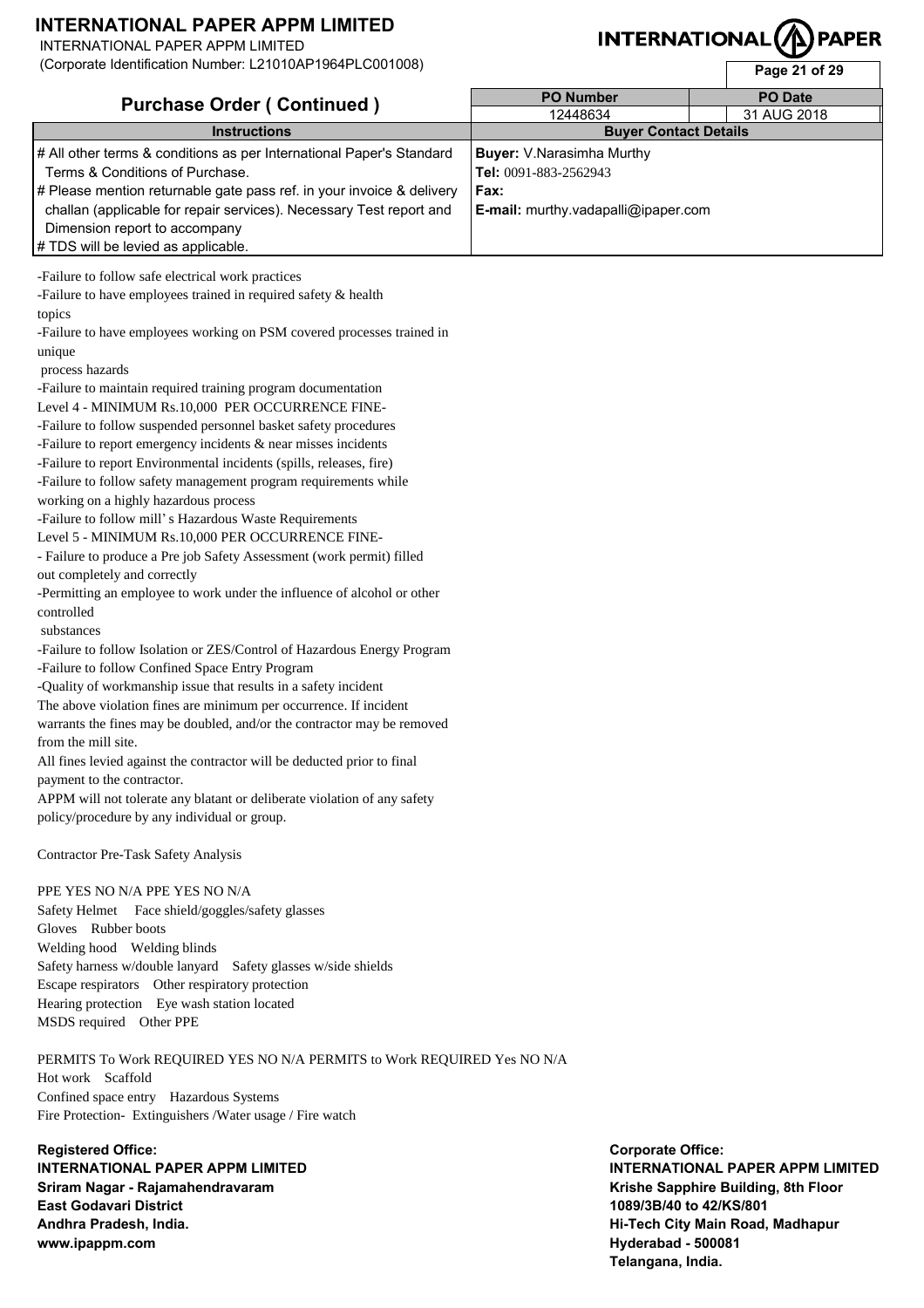# INTERNATIONAL PAPER APPM LIMITED

INTERNATIONAL PAPER APPM LIMITED
(Corporate Identification Number: L21010AP1964PLC001008)

## Purchase Order ( Continued )

| PO Number | PO Date |
|---|---|
| 12448634 | 31 AUG 2018 |

| Instructions | Buyer Contact Details |
|---|---|
| # All other terms & conditions as per International Paper's Standard Terms & Conditions of Purchase.<br># Please mention returnable gate pass ref. in your invoice & delivery challan (applicable for repair services). Necessary Test report and Dimension report to accompany<br># TDS will be levied as applicable. | **Buyer:** V.Narasimha Murthy<br>**Tel:** 0091-883-2562943<br>**Fax:**<br>**E-mail:** murthy.vadapalli@ipaper.com |

-Failure to follow safe electrical work practices
-Failure to have employees trained in required safety & health topics
-Failure to have employees working on PSM covered processes trained in unique process hazards
-Failure to maintain required training program documentation

Level 4 - MINIMUM Rs.10,000 PER OCCURRENCE FINE-

-Failure to follow suspended personnel basket safety procedures
-Failure to report emergency incidents & near misses incidents
-Failure to report Environmental incidents (spills, releases, fire)
-Failure to follow safety management program requirements while working on a highly hazardous process
-Failure to follow mill' s Hazardous Waste Requirements

Level 5 - MINIMUM Rs.10,000 PER OCCURRENCE FINE-

- Failure to produce a Pre job Safety Assessment (work permit) filled out completely and correctly
-Permitting an employee to work under the influence of alcohol or other controlled substances
-Failure to follow Isolation or ZES/Control of Hazardous Energy Program
-Failure to follow Confined Space Entry Program
-Quality of workmanship issue that results in a safety incident

The above violation fines are minimum per occurrence. If incident warrants the fines may be doubled, and/or the contractor may be removed from the mill site.
All fines levied against the contractor will be deducted prior to final payment to the contractor.
APPM will not tolerate any blatant or deliberate violation of any safety policy/procedure by any individual or group.

Contractor Pre-Task Safety Analysis

PPE YES NO N/A PPE YES NO N/A
Safety Helmet Face shield/goggles/safety glasses
Gloves Rubber boots
Welding hood Welding blinds
Safety harness w/double lanyard Safety glasses w/side shields
Escape respirators Other respiratory protection
Hearing protection Eye wash station located
MSDS required Other PPE

PERMITS To Work REQUIRED YES NO N/A PERMITS to Work REQUIRED Yes NO N/A
Hot work Scaffold
Confined space entry Hazardous Systems
Fire Protection- Extinguishers /Water usage / Fire watch

**Registered Office:**
**INTERNATIONAL PAPER APPM LIMITED**
**Sriram Nagar - Rajamahendravaram**
**East Godavari District**
**Andhra Pradesh, India.**
**www.ipappm.com**

**Corporate Office:**
**INTERNATIONAL PAPER APPM LIMITED**
**Krishe Sapphire Building, 8th Floor**
**1089/3B/40 to 42/KS/801**
**Hi-Tech City Main Road, Madhapur**
**Hyderabad - 500081**
**Telangana, India.**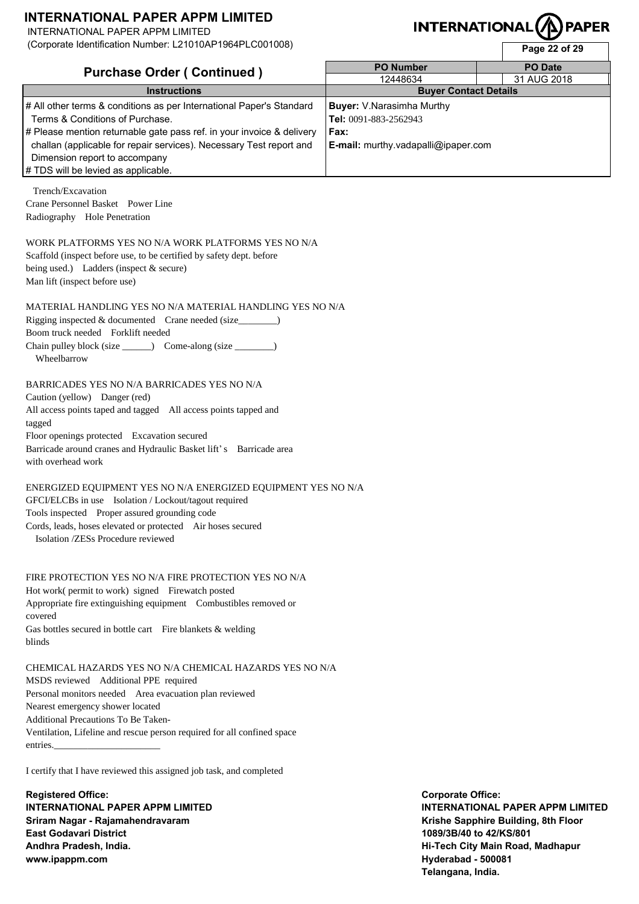# INTERNATIONAL PAPER APPM LIMITED

INTERNATIONAL PAPER APPM LIMITED
(Corporate Identification Number: L21010AP1964PLC001008)

## Purchase Order ( Continued )

| PO Number | PO Date |
|---|---|
| 12448634 | 31 AUG 2018 |

| Instructions | Buyer Contact Details |
|---|---|
| # All other terms & conditions as per International Paper's Standard Terms & Conditions of Purchase.<br># Please mention returnable gate pass ref. in your invoice & delivery challan (applicable for repair services). Necessary Test report and Dimension report to accompany<br># TDS will be levied as applicable. | **Buyer:** V.Narasimha Murthy<br>**Tel:** 0091-883-2562943<br>**Fax:**<br>**E-mail:** murthy.vadapalli@ipaper.com |

Trench/Excavation
Crane Personnel Basket Power Line
Radiography Hole Penetration

WORK PLATFORMS YES NO N/A WORK PLATFORMS YES NO N/A
Scaffold (inspect before use, to be certified by safety dept. before being used.) Ladders (inspect & secure)
Man lift (inspect before use)

MATERIAL HANDLING YES NO N/A MATERIAL HANDLING YES NO N/A
Rigging inspected & documented Crane needed (size________)
Boom truck needed Forklift needed
Chain pulley block (size ______) Come-along (size ________)
Wheelbarrow

BARRICADES YES NO N/A BARRICADES YES NO N/A
Caution (yellow) Danger (red)
All access points taped and tagged All access points tapped and tagged
Floor openings protected Excavation secured
Barricade around cranes and Hydraulic Basket lift' s Barricade area with overhead work

ENERGIZED EQUIPMENT YES NO N/A ENERGIZED EQUIPMENT YES NO N/A
GFCI/ELCBs in use Isolation / Lockout/tagout required
Tools inspected Proper assured grounding code
Cords, leads, hoses elevated or protected Air hoses secured
Isolation /ZESs Procedure reviewed

FIRE PROTECTION YES NO N/A FIRE PROTECTION YES NO N/A
Hot work( permit to work) signed Firewatch posted
Appropriate fire extinguishing equipment Combustibles removed or covered
Gas bottles secured in bottle cart Fire blankets & welding blinds

CHEMICAL HAZARDS YES NO N/A CHEMICAL HAZARDS YES NO N/A
MSDS reviewed Additional PPE required
Personal monitors needed Area evacuation plan reviewed
Nearest emergency shower located
Additional Precautions To Be Taken-
Ventilation, Lifeline and rescue person required for all confined space entries.______________________

I certify that I have reviewed this assigned job task, and completed

**Registered Office:**
**INTERNATIONAL PAPER APPM LIMITED**
**Sriram Nagar - Rajamahendravaram**
**East Godavari District**
**Andhra Pradesh, India.**
**www.ipappm.com**

**Corporate Office:**
**INTERNATIONAL PAPER APPM LIMITED**
**Krishe Sapphire Building, 8th Floor**
**1089/3B/40 to 42/KS/801**
**Hi-Tech City Main Road, Madhapur**
**Hyderabad - 500081**
**Telangana, India.**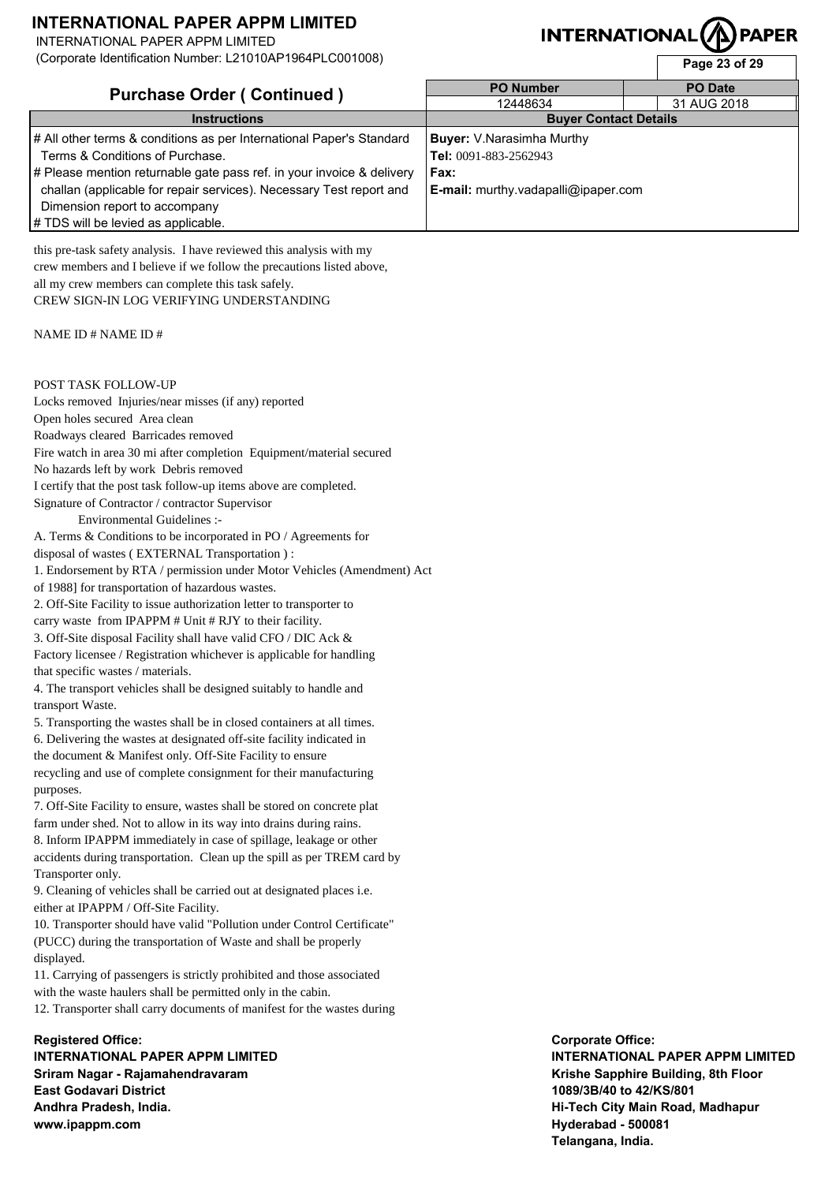# INTERNATIONAL PAPER APPM LIMITED

INTERNATIONAL PAPER APPM LIMITED
(Corporate Identification Number: L21010AP1964PLC001008)

## Purchase Order ( Continued )

| PO Number | PO Date |
|---|---|
| 12448634 | 31 AUG 2018 |

| Instructions | Buyer Contact Details |
|---|---|
| # All other terms & conditions as per International Paper's Standard Terms & Conditions of Purchase.<br># Please mention returnable gate pass ref. in your invoice & delivery challan (applicable for repair services). Necessary Test report and Dimension report to accompany<br># TDS will be levied as applicable. | **Buyer:** V.Narasimha Murthy<br>**Tel:** 0091-883-2562943<br>**Fax:**<br>**E-mail:** murthy.vadapalli@ipaper.com |

this pre-task safety analysis. I have reviewed this analysis with my crew members and I believe if we follow the precautions listed above, all my crew members can complete this task safely.
CREW SIGN-IN LOG VERIFYING UNDERSTANDING

NAME ID # NAME ID #

POST TASK FOLLOW-UP
Locks removed Injuries/near misses (if any) reported
Open holes secured Area clean
Roadways cleared Barricades removed
Fire watch in area 30 mi after completion Equipment/material secured
No hazards left by work Debris removed
I certify that the post task follow-up items above are completed.
Signature of Contractor / contractor Supervisor

Environmental Guidelines :-

A. Terms & Conditions to be incorporated in PO / Agreements for disposal of wastes ( EXTERNAL Transportation ) :

1. Endorsement by RTA / permission under Motor Vehicles (Amendment) Act of 1988] for transportation of hazardous wastes.
2. Off-Site Facility to issue authorization letter to transporter to carry waste from IPAPPM # Unit # RJY to their facility.
3. Off-Site disposal Facility shall have valid CFO / DIC Ack & Factory licensee / Registration whichever is applicable for handling that specific wastes / materials.
4. The transport vehicles shall be designed suitably to handle and transport Waste.
5. Transporting the wastes shall be in closed containers at all times.
6. Delivering the wastes at designated off-site facility indicated in the document & Manifest only. Off-Site Facility to ensure recycling and use of complete consignment for their manufacturing purposes.
7. Off-Site Facility to ensure, wastes shall be stored on concrete plat farm under shed. Not to allow in its way into drains during rains.
8. Inform IPAPPM immediately in case of spillage, leakage or other accidents during transportation. Clean up the spill as per TREM card by Transporter only.
9. Cleaning of vehicles shall be carried out at designated places i.e. either at IPAPPM / Off-Site Facility.
10. Transporter should have valid "Pollution under Control Certificate" (PUCC) during the transportation of Waste and shall be properly displayed.
11. Carrying of passengers is strictly prohibited and those associated with the waste haulers shall be permitted only in the cabin.
12. Transporter shall carry documents of manifest for the wastes during

**Registered Office:**
**INTERNATIONAL PAPER APPM LIMITED**
**Sriram Nagar - Rajamahendravaram**
**East Godavari District**
**Andhra Pradesh, India.**
**www.ipappm.com**

**Corporate Office:**
**INTERNATIONAL PAPER APPM LIMITED**
**Krishe Sapphire Building, 8th Floor**
**1089/3B/40 to 42/KS/801**
**Hi-Tech City Main Road, Madhapur**
**Hyderabad - 500081**
**Telangana, India.**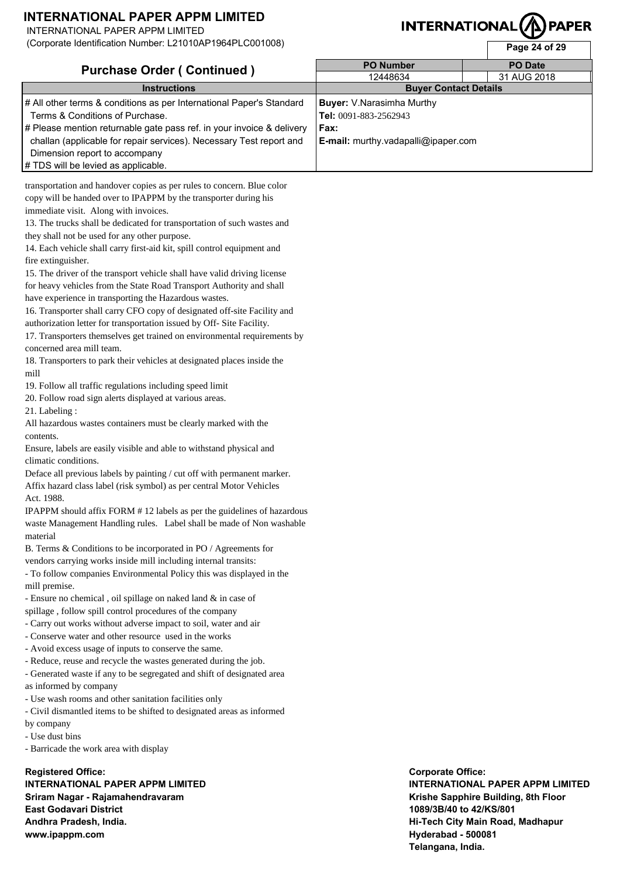# INTERNATIONAL PAPER APPM LIMITED

INTERNATIONAL PAPER APPM LIMITED
(Corporate Identification Number: L21010AP1964PLC001008)

## Purchase Order ( Continued )

| PO Number | PO Date |
|---|---|
| 12448634 | 31 AUG 2018 |

| Instructions | Buyer Contact Details |
|---|---|
| # All other terms & conditions as per International Paper's Standard Terms & Conditions of Purchase.<br># Please mention returnable gate pass ref. in your invoice & delivery challan (applicable for repair services). Necessary Test report and Dimension report to accompany<br># TDS will be levied as applicable. | **Buyer:** V.Narasimha Murthy<br>**Tel:** 0091-883-2562943<br>**Fax:**<br>**E-mail:** murthy.vadapalli@ipaper.com |

transportation and handover copies as per rules to concern. Blue color copy will be handed over to IPAPPM by the transporter during his immediate visit. Along with invoices.

13. The trucks shall be dedicated for transportation of such wastes and they shall not be used for any other purpose.

14. Each vehicle shall carry first-aid kit, spill control equipment and fire extinguisher.

15. The driver of the transport vehicle shall have valid driving license for heavy vehicles from the State Road Transport Authority and shall have experience in transporting the Hazardous wastes.

16. Transporter shall carry CFO copy of designated off-site Facility and authorization letter for transportation issued by Off- Site Facility.

17. Transporters themselves get trained on environmental requirements by concerned area mill team.

18. Transporters to park their vehicles at designated places inside the mill

19. Follow all traffic regulations including speed limit

20. Follow road sign alerts displayed at various areas.

21. Labeling :

All hazardous wastes containers must be clearly marked with the contents.

Ensure, labels are easily visible and able to withstand physical and climatic conditions.

Deface all previous labels by painting / cut off with permanent marker.

Affix hazard class label (risk symbol) as per central Motor Vehicles Act. 1988.

IPAPPM should affix FORM # 12 labels as per the guidelines of hazardous waste Management Handling rules. Label shall be made of Non washable material

B. Terms & Conditions to be incorporated in PO / Agreements for vendors carrying works inside mill including internal transits:

- To follow companies Environmental Policy this was displayed in the mill premise.
- Ensure no chemical , oil spillage on naked land & in case of spillage , follow spill control procedures of the company
- Carry out works without adverse impact to soil, water and air
- Conserve water and other resource used in the works
- Avoid excess usage of inputs to conserve the same.
- Reduce, reuse and recycle the wastes generated during the job.
- Generated waste if any to be segregated and shift of designated area as informed by company
- Use wash rooms and other sanitation facilities only
- Civil dismantled items to be shifted to designated areas as informed by company
- Use dust bins
- Barricade the work area with display

**Registered Office:**
**INTERNATIONAL PAPER APPM LIMITED**
**Sriram Nagar - Rajamahendravaram**
**East Godavari District**
**Andhra Pradesh, India.**
**www.ipappm.com**

**Corporate Office:**
**INTERNATIONAL PAPER APPM LIMITED**
**Krishe Sapphire Building, 8th Floor**
**1089/3B/40 to 42/KS/801**
**Hi-Tech City Main Road, Madhapur**
**Hyderabad - 500081**
**Telangana, India.**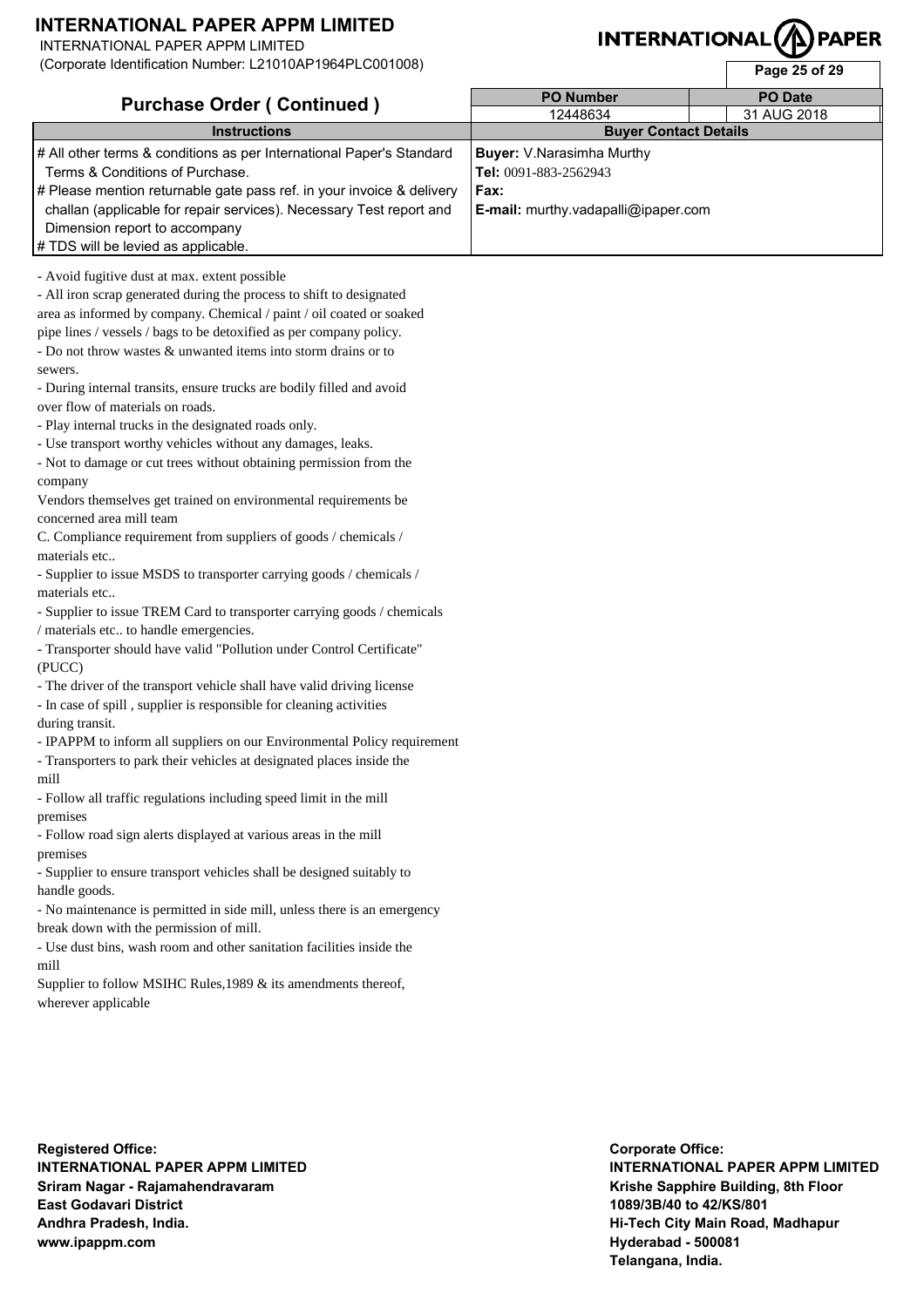# INTERNATIONAL PAPER APPM LIMITED

INTERNATIONAL PAPER APPM LIMITED
(Corporate Identification Number: L21010AP1964PLC001008)

## Purchase Order ( Continued )

| PO Number | PO Date |
|---|---|
| 12448634 | 31 AUG 2018 |

| Instructions | Buyer Contact Details |
|---|---|
| # All other terms & conditions as per International Paper's Standard Terms & Conditions of Purchase.<br># Please mention returnable gate pass ref. in your invoice & delivery challan (applicable for repair services). Necessary Test report and Dimension report to accompany<br># TDS will be levied as applicable. | **Buyer:** V.Narasimha Murthy<br>**Tel:** 0091-883-2562943<br>**Fax:**<br>**E-mail:** murthy.vadapalli@ipaper.com |

- Avoid fugitive dust at max. extent possible
- All iron scrap generated during the process to shift to designated area as informed by company. Chemical / paint / oil coated or soaked pipe lines / vessels / bags to be detoxified as per company policy.
- Do not throw wastes & unwanted items into storm drains or to sewers.
- During internal transits, ensure trucks are bodily filled and avoid over flow of materials on roads.
- Play internal trucks in the designated roads only.
- Use transport worthy vehicles without any damages, leaks.
- Not to damage or cut trees without obtaining permission from the company

Vendors themselves get trained on environmental requirements be concerned area mill team

C. Compliance requirement from suppliers of goods / chemicals / materials etc..

- Supplier to issue MSDS to transporter carrying goods / chemicals / materials etc..
- Supplier to issue TREM Card to transporter carrying goods / chemicals / materials etc.. to handle emergencies.
- Transporter should have valid "Pollution under Control Certificate" (PUCC)
- The driver of the transport vehicle shall have valid driving license
- In case of spill , supplier is responsible for cleaning activities during transit.
- IPAPPM to inform all suppliers on our Environmental Policy requirement
- Transporters to park their vehicles at designated places inside the mill
- Follow all traffic regulations including speed limit in the mill premises
- Follow road sign alerts displayed at various areas in the mill premises
- Supplier to ensure transport vehicles shall be designed suitably to handle goods.
- No maintenance is permitted in side mill, unless there is an emergency break down with the permission of mill.
- Use dust bins, wash room and other sanitation facilities inside the mill

Supplier to follow MSIHC Rules,1989 & its amendments thereof, wherever applicable

**Registered Office:**
**INTERNATIONAL PAPER APPM LIMITED**
**Sriram Nagar - Rajamahendravaram**
**East Godavari District**
**Andhra Pradesh, India.**
**www.ipappm.com**

**Corporate Office:**
**INTERNATIONAL PAPER APPM LIMITED**
**Krishe Sapphire Building, 8th Floor**
**1089/3B/40 to 42/KS/801**
**Hi-Tech City Main Road, Madhapur**
**Hyderabad - 500081**
**Telangana, India.**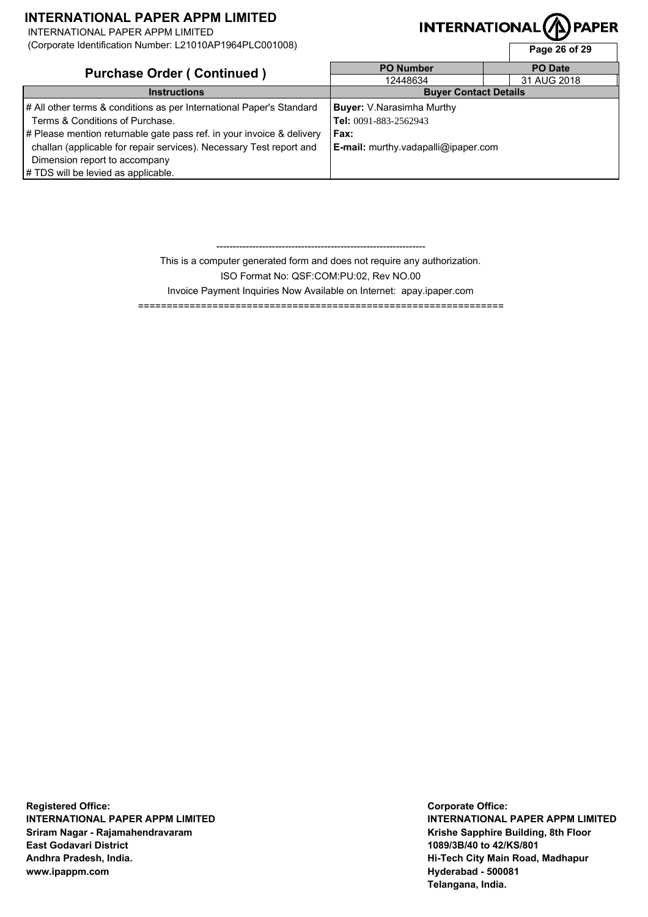# INTERNATIONAL PAPER APPM LIMITED

INTERNATIONAL PAPER APPM LIMITED
(Corporate Identification Number: L21010AP1964PLC001008)

## Purchase Order ( Continued )

| PO Number | PO Date |
|---|---|
| 12448634 | 31 AUG 2018 |

| Instructions | Buyer Contact Details |
|---|---|
| # All other terms & conditions as per International Paper's Standard Terms & Conditions of Purchase.<br># Please mention returnable gate pass ref. in your invoice & delivery challan (applicable for repair services). Necessary Test report and Dimension report to accompany<br># TDS will be levied as applicable. | **Buyer:** V.Narasimha Murthy<br>**Tel:** 0091-883-2562943<br>**Fax:**<br>**E-mail:** murthy.vadapalli@ipaper.com |

---

This is a computer generated form and does not require any authorization.

ISO Format No: QSF:COM:PU:02, Rev NO.00

Invoice Payment Inquiries Now Available on Internet: apay.ipaper.com

---

**Registered Office:**
**INTERNATIONAL PAPER APPM LIMITED**
**Sriram Nagar - Rajamahendravaram**
**East Godavari District**
**Andhra Pradesh, India.**
**www.ipappm.com**

**Corporate Office:**
**INTERNATIONAL PAPER APPM LIMITED**
**Krishe Sapphire Building, 8th Floor**
**1089/3B/40 to 42/KS/801**
**Hi-Tech City Main Road, Madhapur**
**Hyderabad - 500081**
**Telangana, India.**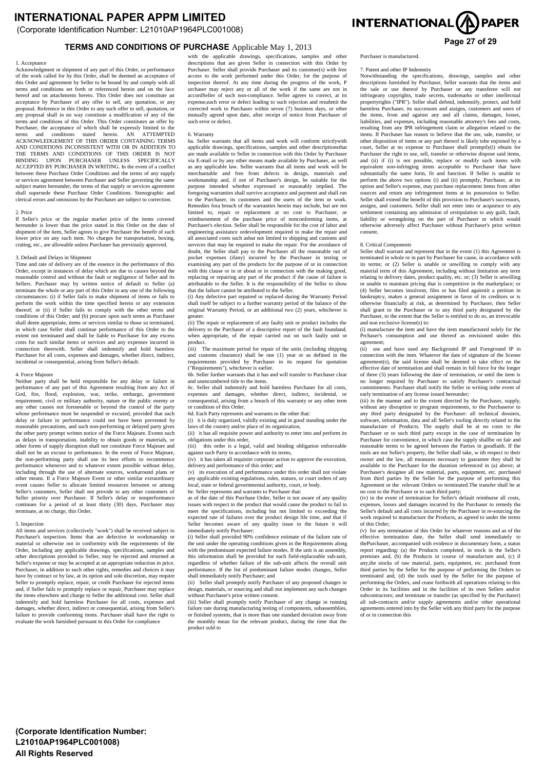# INTERNATIONAL PAPER APPM LIMITED

(Corporate Identification Number: L21010AP1964PLC001008)

## TERMS AND CONDITIONS OF PURCHASE Applicable May 1, 2013

1. Acceptance

Acknowledgment or shipment of any part of this Order, or performance of the work called for by this Order, shall be deemed an acceptance of this Order and agreement by Seller to be bound by and comply with all terms and conditions set forth or referenced herein and on the face hereof and on attachments hereto. This Order does not constitute an acceptance by Purchaser of any offer to sell, any quotation, or any proposal. Reference in this Order to any such offer to sell, quotation, or any proposal shall in no way constitute a modification of any of the terms and conditions of this Order. This Order constitutes an offer by Purchaser, the acceptance of which shall be expressly limited to the terms and conditions stated herein. AN ATTEMPTED ACKNOWLEDGEMENT OF THIS ORDER CONTAINING TERMS AND CONDITIONS INCONSISTENT WITH OR IN ADDITION TO THE TERMS AND CONDITIONS OF THIS ORDER IS NOT BINDING UPON PURCHASER UNLESS SPECIFICALLY ACCEPTED BY PURCHASER IN WRITING. In the event of a conflict between these Purchase Order Conditions and the terms of any supply or services agreement between Purchaser and Seller governing the same subject matter hereunder, the terms of that supply or services agreement shall supersede these Purchase Order Conditions. Stenographic and clerical errors and omissions by the Purchaser are subject to correction.

2. Price

If Seller's price or the regular market price of the items covered hereunder is lower than the price stated in this Order on the date of shipment of the item, Seller agrees to give Purchaser the benefit of such lower price on any such item. No charges for transportation, boxing, crating, etc., are allowable unless Purchaser has previously approved.

3. Default and Delays in Shipment

Time and rate of delivery are of the essence in the performance of this Order, except in instances of delay which are due to causes beyond the reasonable control and without the fault or negligence of Seller and its Sellers. Purchaser may by written notice of default to Seller (a) terminate the whole or any part of this Order in any one of the following circumstances: (i) if Seller fails to make shipment of items or fails to perform the work within the time specified herein or any extension thereof; or (ii) if Seller fails to comply with the other terms and conditions of this Order; and (b) procure upon such terms as Purchaser shall deem appropriate, items or services similar to those so terminated, in which case Seller shall continue performance of this Order to the extent not terminated and shall be liable to Purchaser for any excess costs for such similar items or services and any expenses incurred in connection therewith. Seller shall indemnify and hold harmless Purchaser for all costs, expenses and damages, whether direct, indirect, incidental or consequential, arising from Seller's default.

4. Force Majeure

Neither party shall be held responsible for any delay or failure in performance of any part of this Agreement resulting from any Act of God, fire, flood, explosion, war, strike, embargo, government requirement, civil or military authority, nature or the public enemy or any other causes not foreseeable or beyond the control of the party whose performance must be suspended or excused, provided that such delay or failure in performance could not have been prevented by reasonable precautions, and such non-performing or delayed party gives the other party prompt written notice of the Force Majeure. Events such as delays in transportation, inability to obtain goods or materials, or other forms of supply disruption shall not constitute Force Majeure and shall not be an excuse to performance. In the event of Force Majeure, the non-performing party shall use its best efforts to recommence performance whenever and to whatever extent possible without delay, including through the use of alternate sources, workaround plans or other means. If a Force Majeure Event or other similar extraordinary event causes Seller to allocate limited resources between or among Seller's customers, Seller shall not provide to any other customers of Seller priority over Purchaser. If Seller's delay or nonperformance continues for a period of at least thirty (30) days, Purchaser may terminate, at no charge, this Order.

5. Inspection

All items and services (collectively "work") shall be received subject to Purchaser's inspection. Items that are defective in workmanship or material or otherwise not in conformity with the requirements of the Order, including any applicable drawings, specifications, samples and other descriptions provided to Seller, may be rejected and returned at Seller's expense or may be accepted at an appropriate reduction in price. Purchaser, in addition to such other rights, remedies and choices it may have by contract or by law, at its option and sole discretion, may require Seller to promptly replace, repair, or credit Purchaser for rejected items and, if Seller fails to promptly replace or repair, Purchaser may replace the items elsewhere and charge to Seller the additional cost. Seller shall indemnify and hold harmless Purchaser for all costs, expenses and damages, whether direct, indirect or consequential, arising from Seller's failure to provide conforming items. Purchaser shall have the right to evaluate the work furnished pursuant to this Order for compliance with the applicable drawings, specifications, samples and other descriptions that are given Seller in connection with this Order by Purchaser. Seller shall provide Purchaser and its customer(s) with free access to the work performed under this Order, for the purpose of inspection thereof. At any time during the progress of the work, P urchaser may reject any or all of the work if the same are not in accordSeller of such non-compliance. Seller agrees to correct, at its expense,each error or defect leading to such rejection and resubmit the corrected work to Purchaser within seven (7) business days, or other mutually agreed upon date, after receipt of notice from Purchaser of such error or defect.

6. Warranty

6a. Seller warrants that all items and work will conform strictlywith applicable drawings, specifications, samples and other descriptionsthat are made available to Seller in connection with this Order by Purchaser via E-mail or by any other means made available by Purchaser, as well as any applicable law. Seller warrants that all items and work will be merchantable and free from defects in design, materials and workmanship and, if not of Purchaser's design, be suitable for the purpose intended whether expressed or reasonably implied. The foregoing warranties shall survive acceptance and payment and shall run to the Purchaser, its customers and the users of the item or work. Remedies fora breach of the warranties herein may include, but are not limited to, repair or replacement at no cost to Purchaser, or reimbursement of the purchase price of nonconforming items, at Purchaser's election. Seller shall be responsible for the cost of labor and engineering assistance ordevelopment required to make the repair and all associated costs such asbut not limited to shipping and customs and services that may be required to make the repair. For the avoidance of doubt, the Seller shall pay to the Purchaser all the reasonable out of pocket expenses (ifany) incurred by the Purchaser in testing or examining any part of the products for the purpose of or in connection with this clause or in or about or in connection with the making good, replacing or repairing any part of the product if the cause of failure is attributable to the Seller. It is the responsibility of the Seller to show that the failure cannot be attributed to the Seller.

(i) Any defective part repaired or replaced during the Warranty Period shall itself be subject to a further warranty period of the balance of the original Warranty Period, or an additional two (2) years, whichever is greater.

(ii) The repair or replacement of any faulty unit or product includes the delivery to the Purchaser of a descriptive report of the fault foundand, when appropriate, of the repair carried out on such faulty unit or product.

(iii) The maximum period for repair of the units (including shipping and customs clearance) shall be one (1) year or as defined in the requirements provided by Purchaser in its request for quotation ("Requirements"), whichever is earlier.

6b. Seller further warrants that it has and will transfer to Purchaser clear and unencumbered title to the items.

6c. Seller shall indemnify and hold harmless Purchaser for all costs, expenses and damages, whether direct, indirect, incidental, or consequential, arising from a breach of this warranty or any other term or condition of this Order.

6d. Each Party represents and warrants to the other that:

(i) it is duly organized, validly existing and in good standing under the laws of the country and/or place of its organization,

(ii) it has all requisite power and authority to enter into and perform its obligations under this order,

(iii) this order is a legal, valid and binding obligation enforceable against such Party in accordance with its terms,

(iv) it has taken all requisite corporate action to approve the execution, delivery and performance of this order; and

(v) its execution of and performance under this order shall not violate any applicable existing regulations, rules, statues, or court orders of any local, state or federal governmental authority, court, or body.

6e. Seller represents and warrants to Purchaser that:

as of the date of this Purchase Order, Seller is not aware of any quality issues with respect to the product that would cause the product to fail to meet the specifications, including but not limited to exceeding the expected rate of failures over the product design life time, and that if Seller becomes aware of any quality issue in the future it will immediately notify Purchaser;

(i) Seller shall provided 90% confidence estimate of the failure rate of the unit under the operating conditions given in the Requirements along with the predominant expected failure modes. If the unit is an assembly, this information shall be provided for each field-replaceable sub-unit, regardless of whether failure of the sub-unit affects the overall unit performance. If the list of predominant failure modes changes, Seller shall immediately notify Purchaser; and

(ii) Seller shall promptly notify Purchaser of any proposed changes in design, materials, or sourcing and shall not implement any such changes without Purchaser's prior written consent.

(iii) Seller shall promptly notify Purchaser of any change in running failure rate during manufacturing testing of components, subassemblies, or finished systems, that is more than one standard deviation away from the monthly mean for the relevant product, during the time that the product sold to Purchaser is manufactured.

7. Patent and other IP Indemnity

Notwithstanding the specifications, drawings, samples and other descriptions furnished by Purchaser, Seller warrants that the items and the sale or use thereof by Purchaser or any transferee will not infringeany copyrights, trade secrets, trademarks or other intellectual propertyrights ("IPR"). Seller shall defend, indemnify, protect, and hold harmless Purchaser, its successors and assigns, customers and users of the items, from and against any and all claims, damages, losses, liabilities, and expenses, including reasonable attorney's fees and costs, resulting from any IPR infringement claim or allegation related to the items. If Purchaser has reason to believe that the use, sale, transfer, or other disposition of items or any part thereof is likely tobe enjoined by a court, Seller at no expense to Purchaser shall promptly(i) obtain for Purchaser the right to use, sell, transfer or otherwise dispose said items, and (ii) if (i) is not possible, replace or modify such items with equivalent non-infringing items acceptable to Purchaser that have substantially the same form, fit and function. If Seller is unable to perform the above two options (i) and (ii) promptly, Purchaser, at its option and Seller's expense, may purchase replacement items from other sources and return any infringement items at its possession to Seller. Seller shall extend the benefit of this provision to Purchaser's successors, assigns, and customers. Seller shall not enter into or acquiesce to any settlement containing any admission of orstipulation to any guilt, fault, liability or wrongdoing on the part of Purchaser or which would otherwise adversely affect Purchaser without Purchaser's prior written consent.

8. Critical Components

Seller shall warrant and represent that in the event (1) this Agreement is terminated in whole or in part by Purchaser for cause, in accordance with its terms; or (2) Seller is unable or unwilling to comply with any material term of this Agreement, including without limitation any term relating to delivery dates, product quality, etc. or; (3) Seller is unwilling or unable to maintain pricing that is competitive in the marketplace; or (4) Seller becomes insolvent, files or has filed againstit a petition in bankruptcy, makes a general assignment in favor of its creditors or is otherwise financially at risk, as determined by Purchaser, then Seller shall grant to the Purchaser or to any third party designated by the Purchaser, to the extent that the Seller is entitled to do so, an irrevocable and non exclusive license(s) to:

(i) manufacture the item and have the item manufactured solely for the Prchaser's consumption and use thereof as envisioned under this agreement;

(ii) use and have used any Background IP and Foreground IP in connection with the item. Whatever the date of signature of the license agreement(s), the said license shall be deemed to take effect on the effective date of termination and shall remain in full force for the longer of three (3) years following the date of termination, or until the item is no longer required by Purchaser to satisfy Purchaser's contractual commitments. Purchaser shall notify the Seller in writing inthe event of early termination of any license issued hereunder;

(iii) in the manner and to the extent directed by the Purchaser, supply, without any disruption to program requirements, to the Purchaseror to any third party designated by the Purchaser: all technical dossiers, software, information, data and all Seller's tooling directly related to the manufacture of Products. The supply shall be at no costs to the Purchaser or to such third party except in the case of termination by Purchaser for convenience, in which case the supply shallbe on fair and reasonable terms to be agreed between the Parties in goodfaith. If the tools are not Seller's property, the Seller shall take, w ith respect to their owner and the law, all measures necessary to guarantee they shall be available to the Purchaser for the duration referenced in (a) above; at Purchaser's designee all raw material, parts, equipment, etc. purchased from third parties by the Seller for the purpose of performing this Agreement or the relevant Orders so terminated.The transfer shall be at no cost to the Purchaser or to such third party;

(iv) in the event of termination for Seller's default reimburse all costs, expenses, losses and damages incurred by the Purchaser to remedy the Seller's default and all costs incurred by the Purchaser in re-sourcing the work required to manufacture the Products, as agreed to under the terms of this Order;

(v) for any termination of this Order for whatever reasons and as of the effective termination date, the Seller shall send immediately to thePurchaser, accompanied with evidence in documentary form, a status report regarding: (a) the Products completed, in stock in the Seller's premises and, (b) the Products in course of manufacture and, (c) if any,the stocks of raw material, parts, equipment, etc. purchased from third parties by the Seller for the purpose of performing the Orders so terminated and, (d) the tools used by the Seller for the purpose of performing the Orders, and cease forthwith all operations relating to this Order in its facilities and in the facilities of its own Sellers and/or subcontractors; and terminate or transfer (as specified by the Purchaser) all sub-contracts and/or supply agreements and/or other operational agreements entered into by the Seller with any third party for the purpose of or in connection this

**(Corporate Identification Number: L21010AP1964PLC001008)**
**All Rights Reserved**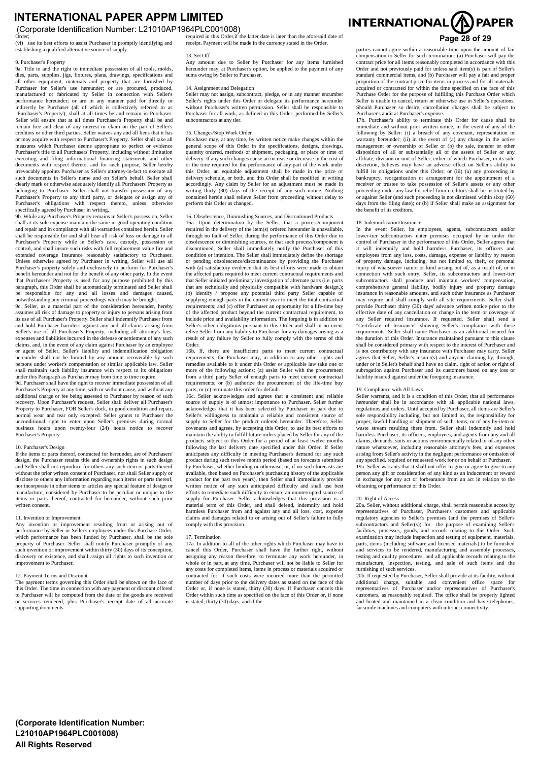Order;

(vi) use its best efforts to assist Purchaser in promptly identifying and establishing a qualified alternative source of supply.

9. Purchaser's Property

9a. Title to and the right to immediate possession of all tools, molds, dies, parts, supplies, jigs, fixtures, plans, drawings, specifications and all other equipment, materials and property that are furnished by Purchaser for Seller's use hereunder; or are procured, produced, manufactured or fabricated by Seller in connection with Seller's performance hereunder; or are in any manner paid for directly or indirectly by Purchaser (all of which is collectively referred to as "Purchaser's Property'); shall at all times be and remain in Purchaser. Seller will ensure that at all times Purchaser's Property shall be and remain free and clear of any interest or claim on the part of Seller's creditors or other third parties. Seller waives any and all liens that it has or may acquire with respect to Purchaser's Property. Seller shall take all measures which Purchaser deems appropriate to perfect or evidence Purchaser's title to all Purchasers' Property, including without limitation executing and filing informational financing statements and other documents with respect thereto, and for such purpose, Seller hereby irrevocably appoints Purchaser as Seller's attorney-in-fact to execute all such documents in Seller's name and on Seller's behalf. Seller shall clearly mark or otherwise adequately identify all Purchasers' Property as belonging to Purchaser. Seller shall not transfer possession of any Purchaser's Property to any third party, or delegate or assign any of Purchaser's obligations with respect thereto, unless otherwise specifically agreed by Purchaser in writing.

9b. While any Purchaser's Property remains in Seller's possession, Seller shall at its sole expense maintain the same in good operating condition and repair and in compliance with all warranties contained herein. Seller shall be responsible for and shall bear all risk of loss or damage to all Purchaser's Property while in Seller's care, custody, possession or control, and shall insure such risks with full replacement value fire and extended coverage insurance reasonably satisfactory to Purchaser. Unless otherwise agreed by Purchaser in writing, Seller will use all Purchaser's property solely and exclusively to perform for Purchaser's benefit hereunder and not for the benefit of any other party. In the event that Purchaser's Property is used for any purpose prohibited by this paragraph, this Order shall be automatically terminated and Seller shall be responsible for any and all losses and damages caused, notwithstanding any criminal proceedings which may be brought.

9c. Seller, as a material part of the consideration hereunder, hereby assumes all risk of damage to property or injury to persons arising from its use of all Purchaser's Property. Seller shall indemnify Purchaser from and hold Purchaser harmless against any and all claims arising from Seller's use of all Purchaser's Property, including all attorney's fees, expenses and liabilities incurred in the defense or settlement of any such claims, and, in the event of any claim against Purchaser by an employee or agent of Seller, Seller's liability and indemnification obligation hereunder shall not be limited by any amount recoverable by such persons under worker's compensation or similar applicable law. Seller shall maintain such liability insurance with respect to its obligations under this Paragraph as Purchaser may from time to time require.

9d. Purchaser shall have the right to recover immediate possession of all Purchaser's Property at any time, with or without cause, and without any additional charge or fee being assessed to Purchaser by reason of such recovery. Upon Purchaser's request, Seller shall deliver all Purchaser's Property to Purchaser, FOB Seller's dock, in good condition and repair, normal wear and tear only excepted. Seller grants to Purchaser the unconditional right to enter upon Seller's premises during normal business hours upon twenty-four (24) hours notice to recover Purchaser's Property.

10. Purchaser's Design

If the items or parts thereof, contracted for hereunder, are of Purchasers' design, the Purchaser retains title and ownership rights in such design and Seller shall not reproduce for others any such item or parts thereof without the prior written consent of Purchaser, nor shall Seller supply or disclose to others any information regarding such items or parts thereof, nor incorporate in other items or articles any special feature of design or manufacture, considered by Purchaser to be peculiar or unique to the items or parts thereof, contracted for hereunder, without such prior written consent.

11. Invention or Improvement

Any invention or improvement resulting from or arising out of performance by Seller or Seller's employees under this Purchase Order, which performance has been funded by Purchaser, shall be the sole property of Purchaser. Seller shall notify Purchaser promptly of any such invention or improvement within thirty (30) days of its conception, discovery or existence, and shall assign all rights to such invention or improvement to Purchaser.

12. Payment Terms and Discount

The payment terms governing this Order shall be shown on the face of this Order. The time in connection with any payment or discount offered to Purchaser will be computed from the date of the goods are received or services rendered, plus Purchaser's receipt date of all accurate supporting documents required in this Order,if the latter date is later than the aforesaid date of receipt. Payment will be made in the currency stated in the Order.

13. Set Off

Any amount due to Seller by Purchaser for any items furnished hereunder may, at Purchaser's option, be applied to the payment of any sums owing by Seller to Purchaser.

14. Assignment and Delegation

Seller may not assign, subcontract, pledge, or in any manner encumber Seller's rights under this Order or delegate its performance hereunder without Purchaser's written permission. Seller shall be responsible to Purchaser for all work, as defined in this Order, performed by Seller's subcontractors at any tier.

15. Changes/Stop Work Order

Purchaser may, at any time, by written notice make changes within the general scope of this Order in the specifications, designs, drawings, quantity ordered, methods of shipment, packaging, or place or time of delivery. If any such changes cause an increase or decrease in the cost of or the time required for the performance of any part of the work under this Order, an equitable adjustment shall be made in the price or delivery schedule, or both, and this Order shall be modified in writing accordingly. Any claim by Seller for an adjustment must be made in writing thirty (30) days of the receipt of any such notice. Nothing contained herein shall relieve Seller from proceeding without delay to perform this Order as changed.

16. Obsolescence, Diminishing Sources, and Discontinued Products

16a. Upon determination by the Seller, that a process/component required in the delivery of the item(s) ordered hereunder is unavailable, through no fault of Seller, during the performance of this Order due to obsolescence or diminishing sources, or that such process/component is discontinued, Seller shall immediately notify the Purchaser of this condition or intention. The Seller shall immediately define the shortage or pending obsolescence/discontinuance by providing the Purchaser with (a) satisfactory evidence that its best efforts were made to obtain the affected parts required to meet current contractual requirements and that Seller initiated preliminary investigation of alternate parts (i.e. parts that are technically and physically compatible with hardware design.); (b) identify / propose any potential third party Seller capable of supplying enough parts in the current year to meet the total contractual requirements; and (c) offer Purchaser an opportunity for a life-time buy of the affected product beyond the current contractual requirement, to include price and availability information. The forgoing is in addition to Seller's other obligations pursuant to this Order and shall in no event relive Seller from any liability to Purchaser for any damages arising as a result of any failure by Seller to fully comply with the terms of this Order.

16b. If, there are insufficient parts to meet current contractual requirements, the Purchaser may, in addition to any other rights and remedies available to it under this Order or applicable law take one or more of the following actions: (a) assist Seller with the procurement from a third party Seller of enough parts to meet current contractual requirements; or (b) authorize the procurement of the life-time buy parts; or (c) terminate this order for default.

16c. Seller acknowledges and agrees that a consistent and reliable source of supply is of utmost importance to Purchaser. Seller further acknowledges that it has been selected by Purchaser in part due to Seller's willingness to maintain a reliable and consistent source of supply to Seller for the product ordered hereunder. Therefore, Seller covenants and agrees, by accepting this Order, to use its best efforts to maintain the ability to fulfill future orders placed by Seller for any of the products subject to this Order for a period of at least twelve months following the last delivery date specified under this Order. If Seller anticipates any difficulty in meeting Purchaser's demand for any such product during such twelve month period (based on forecasts submitted by Purchaser, whether binding or otherwise, or, if no such forecasts are available, then based on Purchaser's purchasing history of the applicable product for the past two years), then Seller shall immediately provide written notice of any such anticipated difficulty and shall use best efforts to remediate such difficulty to ensure an uninterrupted source of supply for Purchaser. Seller acknowledges that this provision is a material term of this Order, and shall defend, indemnify and hold harmless Purchaser from and against any and all loss, cost, expense claims and damages related to or arising out of Seller's failure to fully comply with this provision.

17. Termination

17a. In addition to all of the other rights which Purchaser may have to cancel this Order, Purchaser shall have the further right, without assigning any reason therefore, to terminate any work hereunder, in whole or in part, at any time. Purchaser will not be liable to Seller for any costs for completed items, items in process or materials acquired or contracted for, if such costs were incurred more than the permitted number of days prior to the delivery dates as stated on the face of this Order or, if none is stated, thirty (30) days. If Purchaser cancels this Order within such time as specified on the face of this Order or, if none is stated, thirty (30) days, and if the parties cannot agree within a reasonable time upon the amount of fair compensation to Seller for such termination: (a) Purchaser will pay the contract price for all items reasonably completed in accordance with this Order and not previously paid for unless said item(s) is part of Seller's standard commercial items, and (b) Purchaser will pay a fair and proper proportion of the contract price for items in process and for all materials acquired or contracted for within the time specified on the face of this Purchase Order for the purpose of fulfilling this Purchase Order which Seller is unable to cancel, return or otherwise use in Seller's operations. Should Purchaser so desire, cancellation charges shall be subject to Purchaser's audit at Purchaser's expense.

17b. Purchaser's ability to terminate this Order for cause shall be immediate and without prior written notice, in the event of any of the following by Seller: (i) a breach of any covenant, representation or warranty hereunder; (ii) in the event of (a) any change in the active management or ownership of Seller or (b) the sale, transfer or other disposition of all or substantially all of the assets of Seller or any affiliate, division or unit of Seller, either of which Purchaser, in its sole discretion, believes may have an adverse effect on Seller's ability to fulfill its obligations under this Order; or (iii) (a) any proceeding in bankruptcy, reorganization or arrangement for the appointment of a receiver or trustee to take possession of Seller's assets or any other proceeding under any law for relief from creditors shall be instituted by or against Seller (and such proceeding is not dismissed within sixty (60) days from the filing date); or (b) if Seller shall make an assignment for the benefit of its creditors.

18. Indemnification/Insurance

In the event Seller, its employees, agents, subcontractors and/or lower-tier subcontractors enter premises occupied by or under the control of Purchaser in the performance of this Order, Seller agrees that it will indemnify and hold harmless Purchaser, its officers and employees from any loss, costs, damage, expense or liability by reason of property damage, including, but not limited to, theft, or personal injury of whatsoever nature or kind arising out of, as a result of, or in connection with such entry. Seller, its subcontractors and lower-tier subcontractors shall produce and maintain workers' compensation, comprehensive general liability, bodily injury and property damage insurance in reasonable amounts, and such other insurance as Purchaser may require and shall comply with all site requirements. Seller shall provide Purchaser thirty (30) days' advance written notice prior to the effective date of any cancellation or change in the term or coverage of any Seller required insurance. If requested, Seller shall send a "Certificate of Insurance" showing Seller's compliance with these requirements. Seller shall name Purchaser as an additional insured for the duration of this Order. Insurance maintained pursuant to this clause shall be considered primary with respect to the interest of Purchaser and is not contributory with any insurance with Purchaser may carry. Seller agrees that Seller, Seller's insurer(s) and anyone claiming by, through, under or in Seller's behalf shall have no claim, right of action or right of subrogation against Purchaser and its customers based on any loss or liability insured against under the foregoing insurance.

19. Compliance with All Laws

Seller warrants, and it is a condition of this Order, that all performance hereunder shall be in accordance with all applicable national laws, regulations and orders. Until accepted by Purchaser, all items are Seller's sole responsibility including, but not limited to, the responsibility for proper, lawful handling or shipment of such items, or of any by-item or waste stream resulting there from. Seller shall indemnify and hold harmless Purchaser, its officers, employees, and agents from any and all claims, demands, suits or actions environmentally related or of any other nature whatsoever, including reasonable attorney's fees, and expenses arising from Seller's activity in the negligent performance or omission of any specified, required or requested work for or on behalf of Purchaser.

19a. Seller warrants that it shall not offer to give or agree to give to any person any gift or consideration of any kind as an inducement or reward in exchange for any act or forbearance from an act in relation to the obtaining or performance of this Order.

20. Right of Access

20a. Seller, without additional charge, shall permit reasonable access by representatives of Purchaser, Purchaser's customers and applicable regulatory agencies to Seller's premises (and the premises of Seller's subcontractors and Seller(s)) for the purpose of examining Seller's facilities, processes, goods, and records relating to this Order. Such examination may include inspection and testing of equipment, materials, parts, items (including software and licensed materials) to be furnished and services to be rendered, manufacturing and assembly processes, testing and quality procedures, and all applicable records relating to the manufacture, inspection, testing, and sale of such items and the furnishing of such services.

20b. If requested by Purchaser, Seller shall provide at its facility, without additional charge, suitable and convenient office space for representatives of Purchaser and/or representatives of Purchaser's customers, as reasonably required. The office shall be properly lighted and heated and maintained in a clean condition and have telephones, facsimile machines and computers with internet connectivity.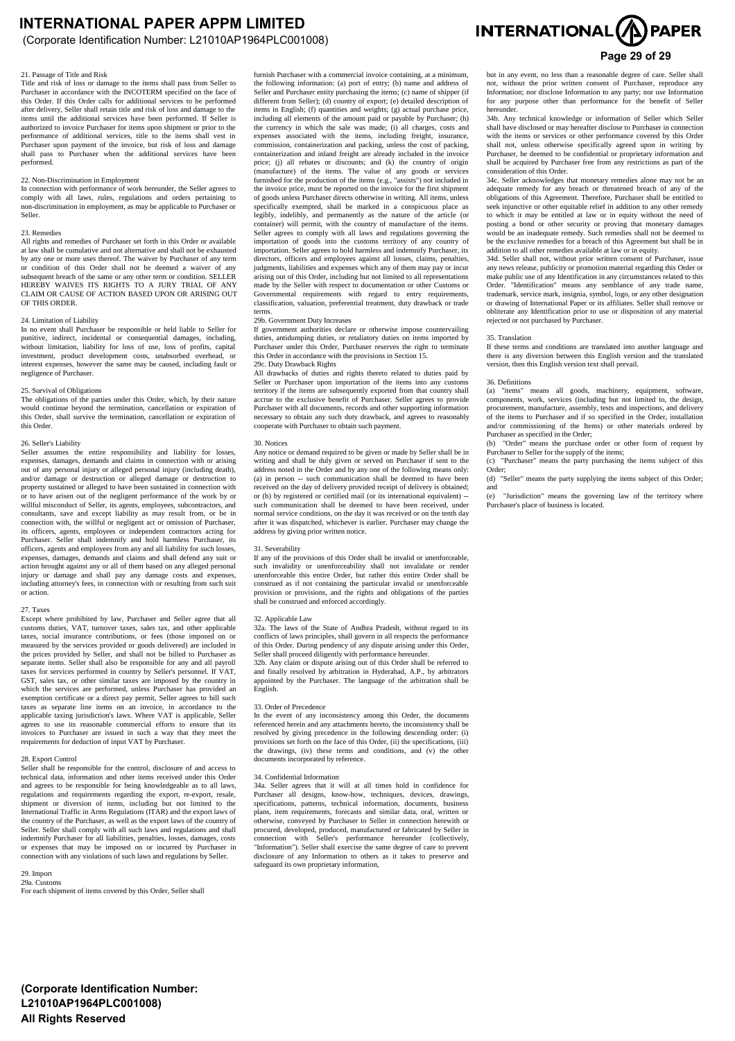21. Passage of Title and Risk

Title and risk of loss or damage to the items shall pass from Seller to Purchaser in accordance with the INCOTERM specified on the face of this Order. If this Order calls for additional services to be performed after delivery, Seller shall retain title and risk of loss and damage to the items until the additional services have been performed. If Seller is authorized to invoice Purchaser for items upon shipment or prior to the performance of additional services, title to the items shall vest in Purchaser upon payment of the invoice, but risk of loss and damage shall pass to Purchaser when the additional services have been performed.

22. Non-Discrimination in Employment

In connection with performance of work hereunder, the Seller agrees to comply with all laws, rules, regulations and orders pertaining to non-discrimination in employment, as may be applicable to Purchaser or Seller.

23. Remedies

All rights and remedies of Purchaser set forth in this Order or available at law shall be cumulative and not alternative and shall not be exhausted by any one or more uses thereof. The waiver by Purchaser of any term or condition of this Order shall not be deemed a waiver of any subsequent breach of the same or any other term or condition. SELLER HEREBY WAIVES ITS RIGHTS TO A JURY TRIAL OF ANY CLAIM OR CAUSE OF ACTION BASED UPON OR ARISING OUT OF THIS ORDER.

24. Limitation of Liability

In no event shall Purchaser be responsible or held liable to Seller for punitive, indirect, incidental or consequential damages, including, without limitation, liability for loss of use, loss of profits, capital investment, product development costs, unabsorbed overhead, or interest expenses, however the same may be caused, including fault or negligence of Purchaser.

25. Survival of Obligations

The obligations of the parties under this Order, which, by their nature would continue beyond the termination, cancellation or expiration of this Order, shall survive the termination, cancellation or expiration of this Order.

26. Seller's Liability

Seller assumes the entire responsibility and liability for losses, expenses, damages, demands and claims in connection with or arising out of any personal injury or alleged personal injury (including death), and/or damage or destruction or alleged damage or destruction to property sustained or alleged to have been sustained in connection with or to have arisen out of the negligent performance of the work by or willful misconduct of Seller, its agents, employees, subcontractors, and consultants, save and except liability as may result from, or be in connection with, the willful or negligent act or omission of Purchaser, its officers, agents, employees or independent contractors acting for Purchaser. Seller shall indemnify and hold harmless Purchaser, its officers, agents and employees from any and all liability for such losses, expenses, damages, demands and claims and shall defend any suit or action brought against any or all of them based on any alleged personal injury or damage and shall pay any damage costs and expenses, including attorney's fees, in connection with or resulting from such suit or action.

27. Taxes

Except where prohibited by law, Purchaser and Seller agree that all customs duties, VAT, turnover taxes, sales tax, and other applicable taxes, social insurance contributions, or fees (those imposed on or measured by the services provided or goods delivered) are included in the prices provided by Seller, and shall not be billed to Purchaser as separate items. Seller shall also be responsible for any and all payroll taxes for services performed in country by Seller's personnel. If VAT, GST, sales tax, or other similar taxes are imposed by the country in which the services are performed, unless Purchaser has provided an exemption certificate or a direct pay permit, Seller agrees to bill such taxes as separate line items on an invoice, in accordance to the applicable taxing jurisdiction's laws. Where VAT is applicable, Seller agrees to use its reasonable commercial efforts to ensure that its invoices to Purchaser are issued in such a way that they meet the requirements for deduction of input VAT by Purchaser.

28. Export Control

Seller shall be responsible for the control, disclosure of and access to technical data, information and other items received under this Order and agrees to be responsible for being knowledgeable as to all laws, regulations and requirements regarding the export, re-export, resale, shipment or diversion of items, including but not limited to the International Traffic in Arms Regulations (ITAR) and the export laws of the country of the Purchaser, as well as the export laws of the country of Seller. Seller shall comply with all such laws and regulations and shall indemnify Purchaser for all liabilities, penalties, losses, damages, costs or expenses that may be imposed on or incurred by Purchaser in connection with any violations of such laws and regulations by Seller.

29. Import

29a. Customs

For each shipment of items covered by this Order, Seller shall furnish Purchaser with a commercial invoice containing, at a minimum, the following information: (a) port of entry; (b) name and address of Seller and Purchaser entity purchasing the items; (c) name of shipper (if different from Seller); (d) country of export; (e) detailed description of items in English; (f) quantities and weights; (g) actual purchase price, including all elements of the amount paid or payable by Purchaser; (h) the currency in which the sale was made; (i) all charges, costs and expenses associated with the items, including freight, insurance, commission, containerization and packing, unless the cost of packing, containerization and inland freight are already included in the invoice price; (j) all rebates or discounts; and (k) the country of origin (manufacture) of the items. The value of any goods or services furnished for the production of the items (e.g., "assists") not included in the invoice price, must be reported on the invoice for the first shipment of goods unless Purchaser directs otherwise in writing. All items, unless specifically exempted, shall be marked in a conspicuous place as legibly, indelibly, and permanently as the nature of the article (or container) will permit, with the country of manufacture of the items. Seller agrees to comply with all laws and regulations governing the importation of goods into the customs territory of any country of importation. Seller agrees to hold harmless and indemnify Purchaser, its directors, officers and employees against all losses, claims, penalties, judgments, liabilities and expenses which any of them may pay or incur arising out of this Order, including but not limited to all representations made by the Seller with respect to documentation or other Customs or Governmental requirements with regard to entry requirements, classification, valuation, preferential treatment, duty drawback or trade terms.

29b. Government Duty Increases

If government authorities declare or otherwise impose countervailing duties, antidumping duties, or retaliatory duties on items imported by Purchaser under this Order, Purchaser reserves the right to terminate this Order in accordance with the provisions in Section 15.

29c. Duty Drawback Rights

All drawbacks of duties and rights thereto related to duties paid by Seller or Purchaser upon importation of the items into any customs territory if the items are subsequently exported from that country shall accrue to the exclusive benefit of Purchaser. Seller agrees to provide Purchaser with all documents, records and other supporting information necessary to obtain any such duty drawback, and agrees to reasonably cooperate with Purchaser to obtain such payment.

30. Notices

Any notice or demand required to be given or made by Seller shall be in writing and shall be duly given or served on Purchaser if sent to the address noted in the Order and by any one of the following means only: (a) in person -- such communication shall be deemed to have been received on the day of delivery provided receipt of delivery is obtained; or (b) by registered or certified mail (or its international equivalent) -- such communication shall be deemed to have been received, under normal service conditions, on the day it was received or on the tenth day after it was dispatched, whichever is earlier. Purchaser may change the address by giving prior written notice.

31. Severability

If any of the provisions of this Order shall be invalid or unenforceable, such invalidity or unenforceability shall not invalidate or render unenforceable this entire Order, but rather this entire Order shall be construed as if not containing the particular invalid or unenforceable provision or provisions, and the rights and obligations of the parties shall be construed and enforced accordingly.

32. Applicable Law

32a. The laws of the State of Andhra Pradesh, without regard to its conflicts of laws principles, shall govern in all respects the performance of this Order. During pendency of any dispute arising under this Order, Seller shall proceed diligently with performance hereunder.

32b. Any claim or dispute arising out of this Order shall be referred to and finally resolved by arbitration in Hyderabad, A.P., by arbitrators appointed by the Purchaser. The language of the arbitration shall be English.

33. Order of Precedence

In the event of any inconsistency among this Order, the documents referenced herein and any attachments hereto, the inconsistency shall be resolved by giving precedence in the following descending order: (i) provisions set forth on the face of this Order, (ii) the specifications, (iii) the drawings, (iv) these terms and conditions, and (v) the other documents incorporated by reference.

34. Confidential Information

34a. Seller agrees that it will at all times hold in confidence for Purchaser all designs, know-how, techniques, devices, drawings, specifications, patterns, technical information, documents, business plans, item requirements, forecasts and similar data, oral, written or otherwise, conveyed by Purchaser to Seller in connection herewith or procured, developed, produced, manufactured or fabricated by Seller in connection with Seller's performance hereunder (collectively, "Information"). Seller shall exercise the same degree of care to prevent disclosure of any Information to others as it takes to preserve and safeguard its own proprietary information, but in any event, no less than a reasonable degree of care. Seller shall not, without the prior written consent of Purchaser, reproduce any Information; nor disclose Information to any party; nor use Information for any purpose other than performance for the benefit of Seller hereunder.

34b. Any technical knowledge or information of Seller which Seller shall have disclosed or may hereafter disclose to Purchaser in connection with the items or services or other performance covered by this Order shall not, unless otherwise specifically agreed upon in writing by Purchaser, be deemed to be confidential or proprietary information and shall be acquired by Purchaser free from any restrictions as part of the consideration of this Order.

34c. Seller acknowledges that monetary remedies alone may not be an adequate remedy for any breach or threatened breach of any of the obligations of this Agreement. Therefore, Purchaser shall be entitled to seek injunctive or other equitable relief in addition to any other remedy to which it may be entitled at law or in equity without the need of posting a bond or other security or proving that monetary damages would be an inadequate remedy. Such remedies shall not be deemed to be the exclusive remedies for a breach of this Agreement but shall be in addition to all other remedies available at law or in equity.

34d. Seller shall not, without prior written consent of Purchaser, issue any news release, publicity or promotion material regarding this Order or make public use of any Identification in any circumstances related to this Order. "Identification" means any semblance of any trade name, trademark, service mark, insignia, symbol, logo, or any other designation or drawing of International Paper or its affiliates. Seller shall remove or obliterate any Identification prior to use or disposition of any material rejected or not purchased by Purchaser.

35. Translation

If these terms and conditions are translated into another language and there is any diversion between this English version and the translated version, then this English version text shall prevail.

36. Definitions

(a) "items" means all goods, machinery, equipment, software, components, work, services (including but not limited to, the design, procurement, manufacture, assembly, tests and inspections, and delivery of the items to Purchaser and if so specified in the Order, installation and/or commissioning of the Items) or other materials ordered by Purchaser as specified in the Order;

(b) "Order" means the purchase order or other form of request by Purchaser to Seller for the supply of the items;

(c) "Purchaser" means the party purchasing the items subject of this Order;

(d) "Seller" means the party supplying the items subject of this Order; and

(e) "Jurisdiction" means the governing law of the territory where Purchaser's place of business is located.